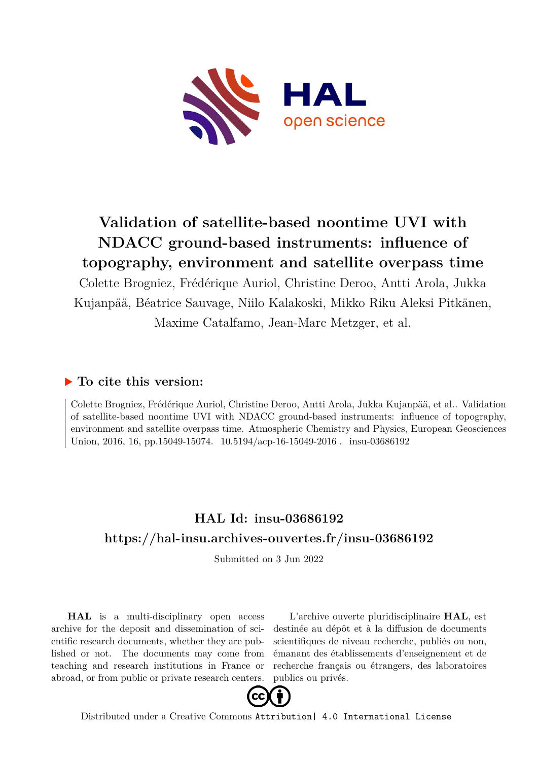# Validation of satellite-based noontime UVI with NDACC ground-based instruments: influence of topography, environment and satellite overpass time

Colette Brogniez, Frédérique Auriol, Christine Deroo, Antti Arola, Jukka Kujanpää, Béatrice Sauvage, Niilo Kalakoski, Mikko Riku Aleksi Pitkänen, Maxime Catalfamo, Jean-Marc Metzger, et al.

## To cite this version:

Colette Brogniez, Frédérique Auriol, Christine Deroo, Antti Arola, Jukka Kujanpää, et al.. Validation of satellite-based noontime UVI with NDACC ground-based instruments: influence of topography, environment and satellite overpass time. Atmospheric Chemistry and Physics, European Geosciences Union, 2016, 16, pp.15049-15074. 10.5194/acp-16-15049-2016 . insu-03686192

## HAL Id: insu-03686192

## https://hal-insu.archives-ouvertes.fr/insu-03686192

Submitted on 3 Jun 2022

**HAL** is a multi-disciplinary open access archive for the deposit and dissemination of scientific research documents, whether they are published or not. The documents may come from teaching and research institutions in France or abroad, or from public or private research centers.

L'archive ouverte pluridisciplinaire **HAL**, est destinée au dépôt et à la diffusion de documents scientifiques de niveau recherche, publiés ou non, émanant des établissements d'enseignement et de recherche français ou étrangers, des laboratoires publics ou privés.

Distributed under a Creative Commons Attribution| 4.0 International License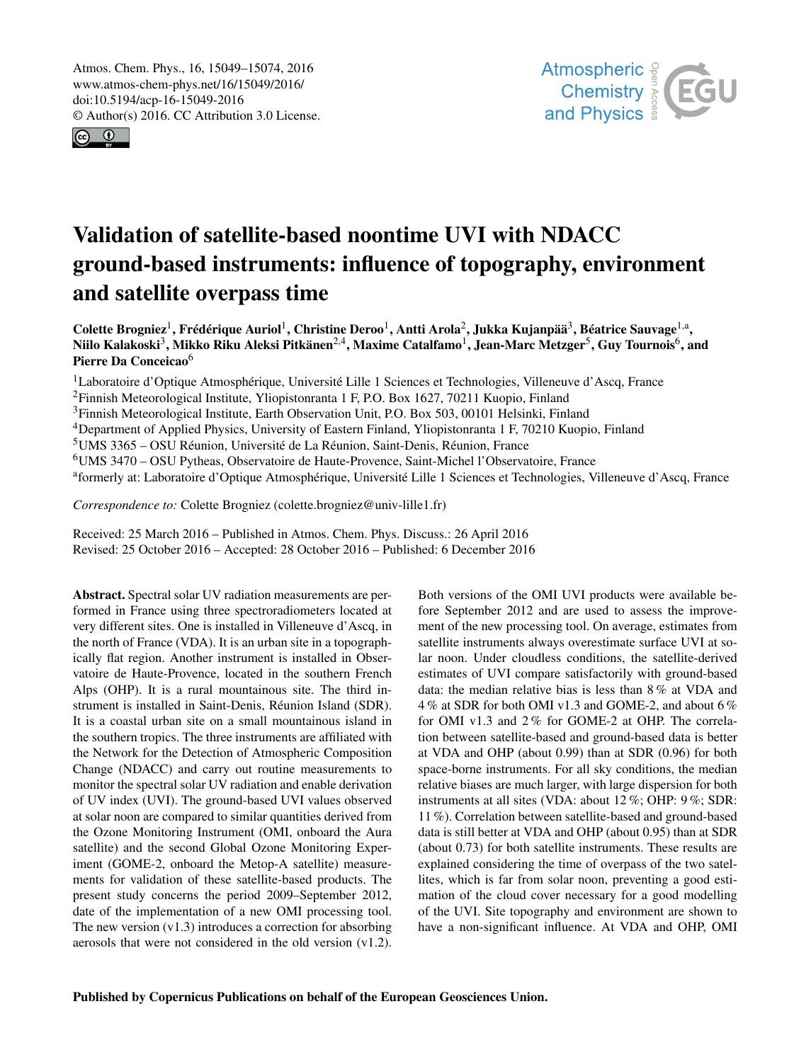# Validation of satellite-based noontime UVI with NDACC ground-based instruments: influence of topography, environment and satellite overpass time

**Colette Brogniez[1], Frédérique Auriol[1], Christine Deroo[1], Antti Arola[2], Jukka Kujanpää[3], Béatrice Sauvage[1,a], Niilo Kalakoski[3], Mikko Riku Aleksi Pitkänen[2,4], Maxime Catalfamo[1], Jean-Marc Metzger[5], Guy Tournois[6], and Pierre Da Conceicao[6]**

[1]Laboratoire d'Optique Atmosphérique, Université Lille 1 Sciences et Technologies, Villeneuve d'Ascq, France
[2]Finnish Meteorological Institute, Yliopistonranta 1 F, P.O. Box 1627, 70211 Kuopio, Finland
[3]Finnish Meteorological Institute, Earth Observation Unit, P.O. Box 503, 00101 Helsinki, Finland
[4]Department of Applied Physics, University of Eastern Finland, Yliopistonranta 1 F, 70210 Kuopio, Finland
[5]UMS 3365 – OSU Réunion, Université de La Réunion, Saint-Denis, Réunion, France
[6]UMS 3470 – OSU Pytheas, Observatoire de Haute-Provence, Saint-Michel l'Observatoire, France
[a]formerly at: Laboratoire d'Optique Atmosphérique, Université Lille 1 Sciences et Technologies, Villeneuve d'Ascq, France

*Correspondence to:* Colette Brogniez (colette.brogniez@univ-lille1.fr)

Received: 25 March 2016 – Published in Atmos. Chem. Phys. Discuss.: 26 April 2016
Revised: 25 October 2016 – Accepted: 28 October 2016 – Published: 6 December 2016

**Abstract.** Spectral solar UV radiation measurements are performed in France using three spectroradiometers located at very different sites. One is installed in Villeneuve d'Ascq, in the north of France (VDA). It is an urban site in a topographically flat region. Another instrument is installed in Observatoire de Haute-Provence, located in the southern French Alps (OHP). It is a rural mountainous site. The third instrument is installed in Saint-Denis, Réunion Island (SDR). It is a coastal urban site on a small mountainous island in the southern tropics. The three instruments are affiliated with the Network for the Detection of Atmospheric Composition Change (NDACC) and carry out routine measurements to monitor the spectral solar UV radiation and enable derivation of UV index (UVI). The ground-based UVI values observed at solar noon are compared to similar quantities derived from the Ozone Monitoring Instrument (OMI, onboard the Aura satellite) and the second Global Ozone Monitoring Experiment (GOME-2, onboard the Metop-A satellite) measurements for validation of these satellite-based products. The present study concerns the period 2009–September 2012, date of the implementation of a new OMI processing tool. The new version (v1.3) introduces a correction for absorbing aerosols that were not considered in the old version (v1.2). Both versions of the OMI UVI products were available before September 2012 and are used to assess the improvement of the new processing tool. On average, estimates from satellite instruments always overestimate surface UVI at solar noon. Under cloudless conditions, the satellite-derived estimates of UVI compare satisfactorily with ground-based data: the median relative bias is less than 8 % at VDA and 4 % at SDR for both OMI v1.3 and GOME-2, and about 6 % for OMI v1.3 and 2 % for GOME-2 at OHP. The correlation between satellite-based and ground-based data is better at VDA and OHP (about 0.99) than at SDR (0.96) for both space-borne instruments. For all sky conditions, the median relative biases are much larger, with large dispersion for both instruments at all sites (VDA: about 12 %; OHP: 9 %; SDR: 11 %). Correlation between satellite-based and ground-based data is still better at VDA and OHP (about 0.95) than at SDR (about 0.73) for both satellite instruments. These results are explained considering the time of overpass of the two satellites, which is far from solar noon, preventing a good estimation of the cloud cover necessary for a good modelling of the UVI. Site topography and environment are shown to have a non-significant influence. At VDA and OHP, OMI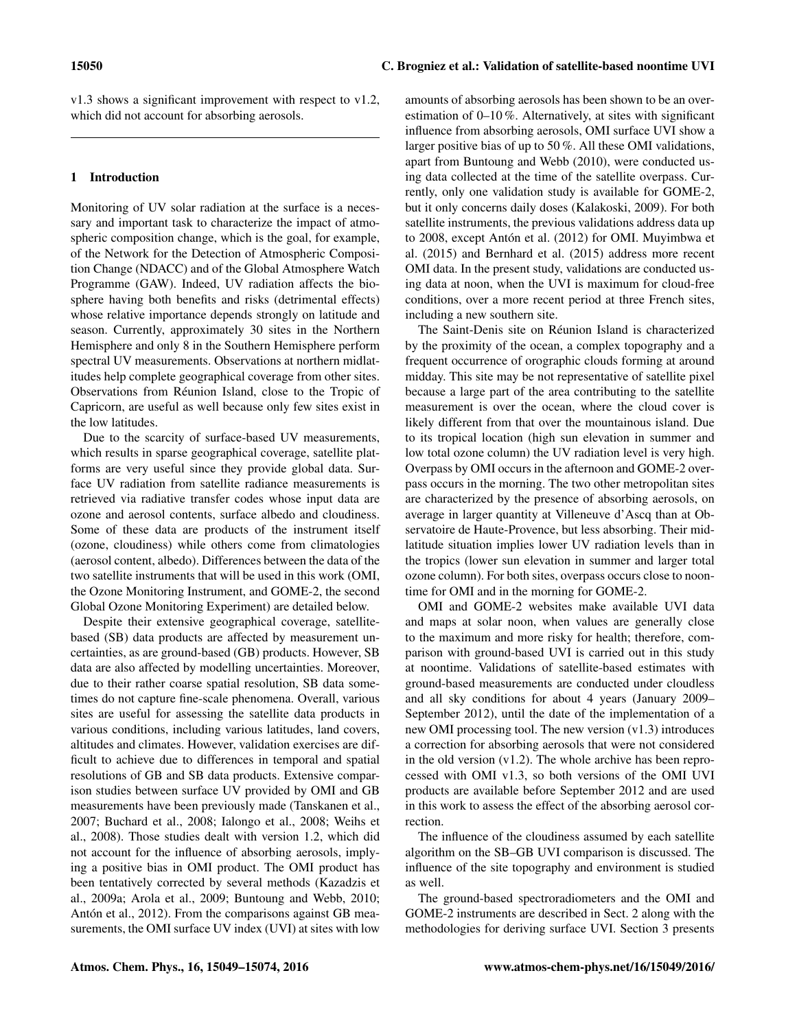v1.3 shows a significant improvement with respect to v1.2, which did not account for absorbing aerosols.

## 1 Introduction

Monitoring of UV solar radiation at the surface is a necessary and important task to characterize the impact of atmospheric composition change, which is the goal, for example, of the Network for the Detection of Atmospheric Composition Change (NDACC) and of the Global Atmosphere Watch Programme (GAW). Indeed, UV radiation affects the biosphere having both benefits and risks (detrimental effects) whose relative importance depends strongly on latitude and season. Currently, approximately 30 sites in the Northern Hemisphere and only 8 in the Southern Hemisphere perform spectral UV measurements. Observations at northern midlatitudes help complete geographical coverage from other sites. Observations from Réunion Island, close to the Tropic of Capricorn, are useful as well because only few sites exist in the low latitudes.

Due to the scarcity of surface-based UV measurements, which results in sparse geographical coverage, satellite platforms are very useful since they provide global data. Surface UV radiation from satellite radiance measurements is retrieved via radiative transfer codes whose input data are ozone and aerosol contents, surface albedo and cloudiness. Some of these data are products of the instrument itself (ozone, cloudiness) while others come from climatologies (aerosol content, albedo). Differences between the data of the two satellite instruments that will be used in this work (OMI, the Ozone Monitoring Instrument, and GOME-2, the second Global Ozone Monitoring Experiment) are detailed below.

Despite their extensive geographical coverage, satellite-based (SB) data products are affected by measurement uncertainties, as are ground-based (GB) products. However, SB data are also affected by modelling uncertainties. Moreover, due to their rather coarse spatial resolution, SB data sometimes do not capture fine-scale phenomena. Overall, various sites are useful for assessing the satellite data products in various conditions, including various latitudes, land covers, altitudes and climates. However, validation exercises are difficult to achieve due to differences in temporal and spatial resolutions of GB and SB data products. Extensive comparison studies between surface UV provided by OMI and GB measurements have been previously made (Tanskanen et al., 2007; Buchard et al., 2008; Ialongo et al., 2008; Weihs et al., 2008). Those studies dealt with version 1.2, which did not account for the influence of absorbing aerosols, implying a positive bias in OMI product. The OMI product has been tentatively corrected by several methods (Kazadzis et al., 2009a; Arola et al., 2009; Buntoung and Webb, 2010; Antón et al., 2012). From the comparisons against GB measurements, the OMI surface UV index (UVI) at sites with low amounts of absorbing aerosols has been shown to be an overestimation of 0–10 %. Alternatively, at sites with significant influence from absorbing aerosols, OMI surface UVI show a larger positive bias of up to 50 %. All these OMI validations, apart from Buntoung and Webb (2010), were conducted using data collected at the time of the satellite overpass. Currently, only one validation study is available for GOME-2, but it only concerns daily doses (Kalakoski, 2009). For both satellite instruments, the previous validations address data up to 2008, except Antón et al. (2012) for OMI. Muyimbwa et al. (2015) and Bernhard et al. (2015) address more recent OMI data. In the present study, validations are conducted using data at noon, when the UVI is maximum for cloud-free conditions, over a more recent period at three French sites, including a new southern site.

The Saint-Denis site on Réunion Island is characterized by the proximity of the ocean, a complex topography and a frequent occurrence of orographic clouds forming at around midday. This site may be not representative of satellite pixel because a large part of the area contributing to the satellite measurement is over the ocean, where the cloud cover is likely different from that over the mountainous island. Due to its tropical location (high sun elevation in summer and low total ozone column) the UV radiation level is very high. Overpass by OMI occurs in the afternoon and GOME-2 overpass occurs in the morning. The two other metropolitan sites are characterized by the presence of absorbing aerosols, on average in larger quantity at Villeneuve d'Ascq than at Observatoire de Haute-Provence, but less absorbing. Their midlatitude situation implies lower UV radiation levels than in the tropics (lower sun elevation in summer and larger total ozone column). For both sites, overpass occurs close to noontime for OMI and in the morning for GOME-2.

OMI and GOME-2 websites make available UVI data and maps at solar noon, when values are generally close to the maximum and more risky for health; therefore, comparison with ground-based UVI is carried out in this study at noontime. Validations of satellite-based estimates with ground-based measurements are conducted under cloudless and all sky conditions for about 4 years (January 2009–September 2012), until the date of the implementation of a new OMI processing tool. The new version (v1.3) introduces a correction for absorbing aerosols that were not considered in the old version (v1.2). The whole archive has been reprocessed with OMI v1.3, so both versions of the OMI UVI products are available before September 2012 and are used in this work to assess the effect of the absorbing aerosol correction.

The influence of the cloudiness assumed by each satellite algorithm on the SB–GB UVI comparison is discussed. The influence of the site topography and environment is studied as well.

The ground-based spectroradiometers and the OMI and GOME-2 instruments are described in Sect. 2 along with the methodologies for deriving surface UVI. Section 3 presents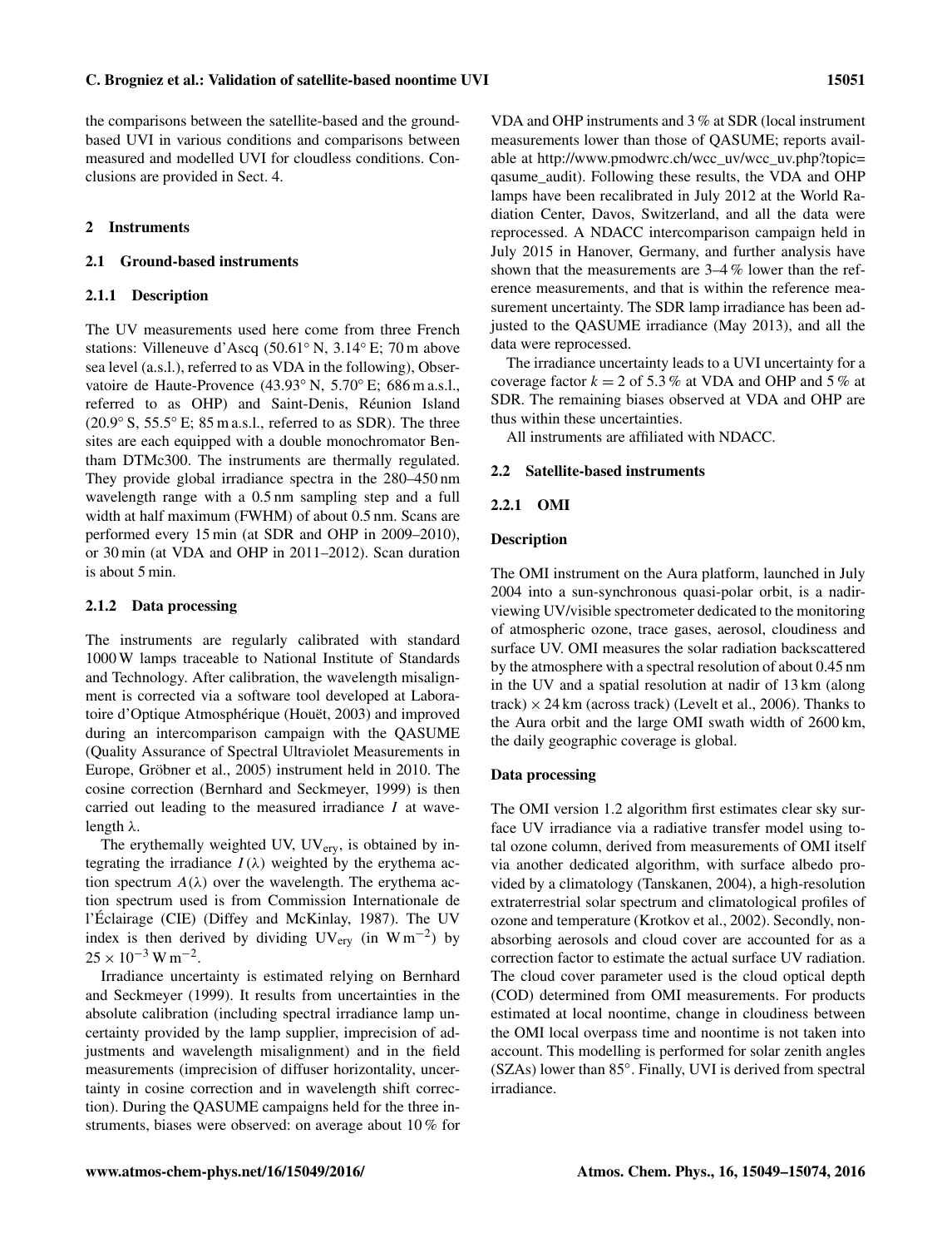the comparisons between the satellite-based and the ground-based UVI in various conditions and comparisons between measured and modelled UVI for cloudless conditions. Conclusions are provided in Sect. 4.

## 2 Instruments

### 2.1 Ground-based instruments

#### 2.1.1 Description

The UV measurements used here come from three French stations: Villeneuve d'Ascq (50.61° N, 3.14° E; 70 m above sea level (a.s.l.), referred to as VDA in the following), Observatoire de Haute-Provence (43.93° N, 5.70° E; 686 m a.s.l., referred to as OHP) and Saint-Denis, Réunion Island (20.9° S, 55.5° E; 85 m a.s.l., referred to as SDR). The three sites are each equipped with a double monochromator Bentham DTMc300. The instruments are thermally regulated. They provide global irradiance spectra in the 280–450 nm wavelength range with a 0.5 nm sampling step and a full width at half maximum (FWHM) of about 0.5 nm. Scans are performed every 15 min (at SDR and OHP in 2009–2010), or 30 min (at VDA and OHP in 2011–2012). Scan duration is about 5 min.

#### 2.1.2 Data processing

The instruments are regularly calibrated with standard 1000 W lamps traceable to National Institute of Standards and Technology. After calibration, the wavelength misalignment is corrected via a software tool developed at Laboratoire d'Optique Atmosphérique (Houët, 2003) and improved during an intercomparison campaign with the QASUME (Quality Assurance of Spectral Ultraviolet Measurements in Europe, Gröbner et al., 2005) instrument held in 2010. The cosine correction (Bernhard and Seckmeyer, 1999) is then carried out leading to the measured irradiance $I$ at wavelength $\lambda$.

The erythemally weighted UV, $UV_{ery}$, is obtained by integrating the irradiance $I(\lambda)$ weighted by the erythema action spectrum $A(\lambda)$ over the wavelength. The erythema action spectrum used is from Commission Internationale de l'Éclairage (CIE) (Diffey and McKinlay, 1987). The UV index is then derived by dividing $UV_{ery}$ (in $\mathrm{W\,m^{-2}}$) by $25 \times 10^{-3}\,\mathrm{W\,m^{-2}}$.

Irradiance uncertainty is estimated relying on Bernhard and Seckmeyer (1999). It results from uncertainties in the absolute calibration (including spectral irradiance lamp uncertainty provided by the lamp supplier, imprecision of adjustments and wavelength misalignment) and in the field measurements (imprecision of diffuser horizontality, uncertainty in cosine correction and in wavelength shift correction). During the QASUME campaigns held for the three instruments, biases were observed: on average about 10 % for VDA and OHP instruments and 3 % at SDR (local instrument measurements lower than those of QASUME; reports available at http://www.pmodwrc.ch/wcc_uv/wcc_uv.php?topic=qasume_audit). Following these results, the VDA and OHP lamps have been recalibrated in July 2012 at the World Radiation Center, Davos, Switzerland, and all the data were reprocessed. A NDACC intercomparison campaign held in July 2015 in Hanover, Germany, and further analysis have shown that the measurements are 3–4 % lower than the reference measurements, and that is within the reference measurement uncertainty. The SDR lamp irradiance has been adjusted to the QASUME irradiance (May 2013), and all the data were reprocessed.

The irradiance uncertainty leads to a UVI uncertainty for a coverage factor $k = 2$ of 5.3 % at VDA and OHP and 5 % at SDR. The remaining biases observed at VDA and OHP are thus within these uncertainties.

All instruments are affiliated with NDACC.

### 2.2 Satellite-based instruments

#### 2.2.1 OMI

**Description**

The OMI instrument on the Aura platform, launched in July 2004 into a sun-synchronous quasi-polar orbit, is a nadir-viewing UV/visible spectrometer dedicated to the monitoring of atmospheric ozone, trace gases, aerosol, cloudiness and surface UV. OMI measures the solar radiation backscattered by the atmosphere with a spectral resolution of about 0.45 nm in the UV and a spatial resolution at nadir of 13 km (along track) × 24 km (across track) (Levelt et al., 2006). Thanks to the Aura orbit and the large OMI swath width of 2600 km, the daily geographic coverage is global.

**Data processing**

The OMI version 1.2 algorithm first estimates clear sky surface UV irradiance via a radiative transfer model using total ozone column, derived from measurements of OMI itself via another dedicated algorithm, with surface albedo provided by a climatology (Tanskanen, 2004), a high-resolution extraterrestrial solar spectrum and climatological profiles of ozone and temperature (Krotkov et al., 2002). Secondly, non-absorbing aerosols and cloud cover are accounted for as a correction factor to estimate the actual surface UV radiation. The cloud cover parameter used is the cloud optical depth (COD) determined from OMI measurements. For products estimated at local noontime, change in cloudiness between the OMI local overpass time and noontime is not taken into account. This modelling is performed for solar zenith angles (SZAs) lower than 85°. Finally, UVI is derived from spectral irradiance.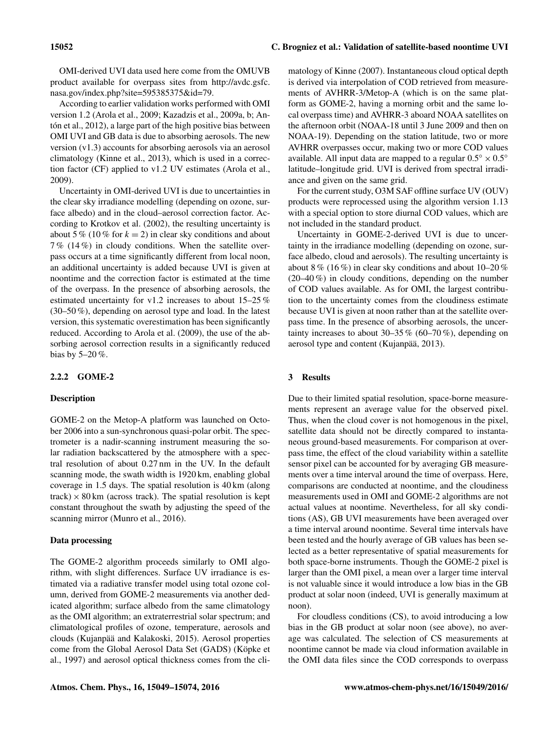OMI-derived UVI data used here come from the OMUVB product available for overpass sites from http://avdc.gsfc.nasa.gov/index.php?site=595385375&id=79.

According to earlier validation works performed with OMI version 1.2 (Arola et al., 2009; Kazadzis et al., 2009a, b; Antón et al., 2012), a large part of the high positive bias between OMI UVI and GB data is due to absorbing aerosols. The new version (v1.3) accounts for absorbing aerosols via an aerosol climatology (Kinne et al., 2013), which is used in a correction factor (CF) applied to v1.2 UV estimates (Arola et al., 2009).

Uncertainty in OMI-derived UVI is due to uncertainties in the clear sky irradiance modelling (depending on ozone, surface albedo) and in the cloud–aerosol correction factor. According to Krotkov et al. (2002), the resulting uncertainty is about 5 % (10 % for $k = 2$) in clear sky conditions and about 7 % (14 %) in cloudy conditions. When the satellite overpass occurs at a time significantly different from local noon, an additional uncertainty is added because UVI is given at noontime and the correction factor is estimated at the time of the overpass. In the presence of absorbing aerosols, the estimated uncertainty for v1.2 increases to about 15–25 % (30–50 %), depending on aerosol type and load. In the latest version, this systematic overestimation has been significantly reduced. According to Arola et al. (2009), the use of the absorbing aerosol correction results in a significantly reduced bias by 5–20 %.

#### 2.2.2 GOME-2

**Description**

GOME-2 on the Metop-A platform was launched on October 2006 into a sun-synchronous quasi-polar orbit. The spectrometer is a nadir-scanning instrument measuring the solar radiation backscattered by the atmosphere with a spectral resolution of about 0.27 nm in the UV. In the default scanning mode, the swath width is 1920 km, enabling global coverage in 1.5 days. The spatial resolution is 40 km (along track) × 80 km (across track). The spatial resolution is kept constant throughout the swath by adjusting the speed of the scanning mirror (Munro et al., 2016).

**Data processing**

The GOME-2 algorithm proceeds similarly to OMI algorithm, with slight differences. Surface UV irradiance is estimated via a radiative transfer model using total ozone column, derived from GOME-2 measurements via another dedicated algorithm; surface albedo from the same climatology as the OMI algorithm; an extraterrestrial solar spectrum; and climatological profiles of ozone, temperature, aerosols and clouds (Kujanpää and Kalakoski, 2015). Aerosol properties come from the Global Aerosol Data Set (GADS) (Köpke et al., 1997) and aerosol optical thickness comes from the climatology of Kinne (2007). Instantaneous cloud optical depth is derived via interpolation of COD retrieved from measurements of AVHRR-3/Metop-A (which is on the same platform as GOME-2, having a morning orbit and the same local overpass time) and AVHRR-3 aboard NOAA satellites on the afternoon orbit (NOAA-18 until 3 June 2009 and then on NOAA-19). Depending on the station latitude, two or more AVHRR overpasses occur, making two or more COD values available. All input data are mapped to a regular $0.5^\circ \times 0.5^\circ$ latitude–longitude grid. UVI is derived from spectral irradiance and given on the same grid.

For the current study, O3M SAF offline surface UV (OUV) products were reprocessed using the algorithm version 1.13 with a special option to store diurnal COD values, which are not included in the standard product.

Uncertainty in GOME-2-derived UVI is due to uncertainty in the irradiance modelling (depending on ozone, surface albedo, cloud and aerosols). The resulting uncertainty is about 8 % (16 %) in clear sky conditions and about 10–20 % (20–40 %) in cloudy conditions, depending on the number of COD values available. As for OMI, the largest contribution to the uncertainty comes from the cloudiness estimate because UVI is given at noon rather than at the satellite overpass time. In the presence of absorbing aerosols, the uncertainty increases to about 30–35 % (60–70 %), depending on aerosol type and content (Kujanpää, 2013).

## 3 Results

Due to their limited spatial resolution, space-borne measurements represent an average value for the observed pixel. Thus, when the cloud cover is not homogenous in the pixel, satellite data should not be directly compared to instantaneous ground-based measurements. For comparison at overpass time, the effect of the cloud variability within a satellite sensor pixel can be accounted for by averaging GB measurements over a time interval around the time of overpass. Here, comparisons are conducted at noontime, and the cloudiness measurements used in OMI and GOME-2 algorithms are not actual values at noontime. Nevertheless, for all sky conditions (AS), GB UVI measurements have been averaged over a time interval around noontime. Several time intervals have been tested and the hourly average of GB values has been selected as a better representative of spatial measurements for both space-borne instruments. Though the GOME-2 pixel is larger than the OMI pixel, a mean over a larger time interval is not valuable since it would introduce a low bias in the GB product at solar noon (indeed, UVI is generally maximum at noon).

For cloudless conditions (CS), to avoid introducing a low bias in the GB product at solar noon (see above), no average was calculated. The selection of CS measurements at noontime cannot be made via cloud information available in the OMI data files since the COD corresponds to overpass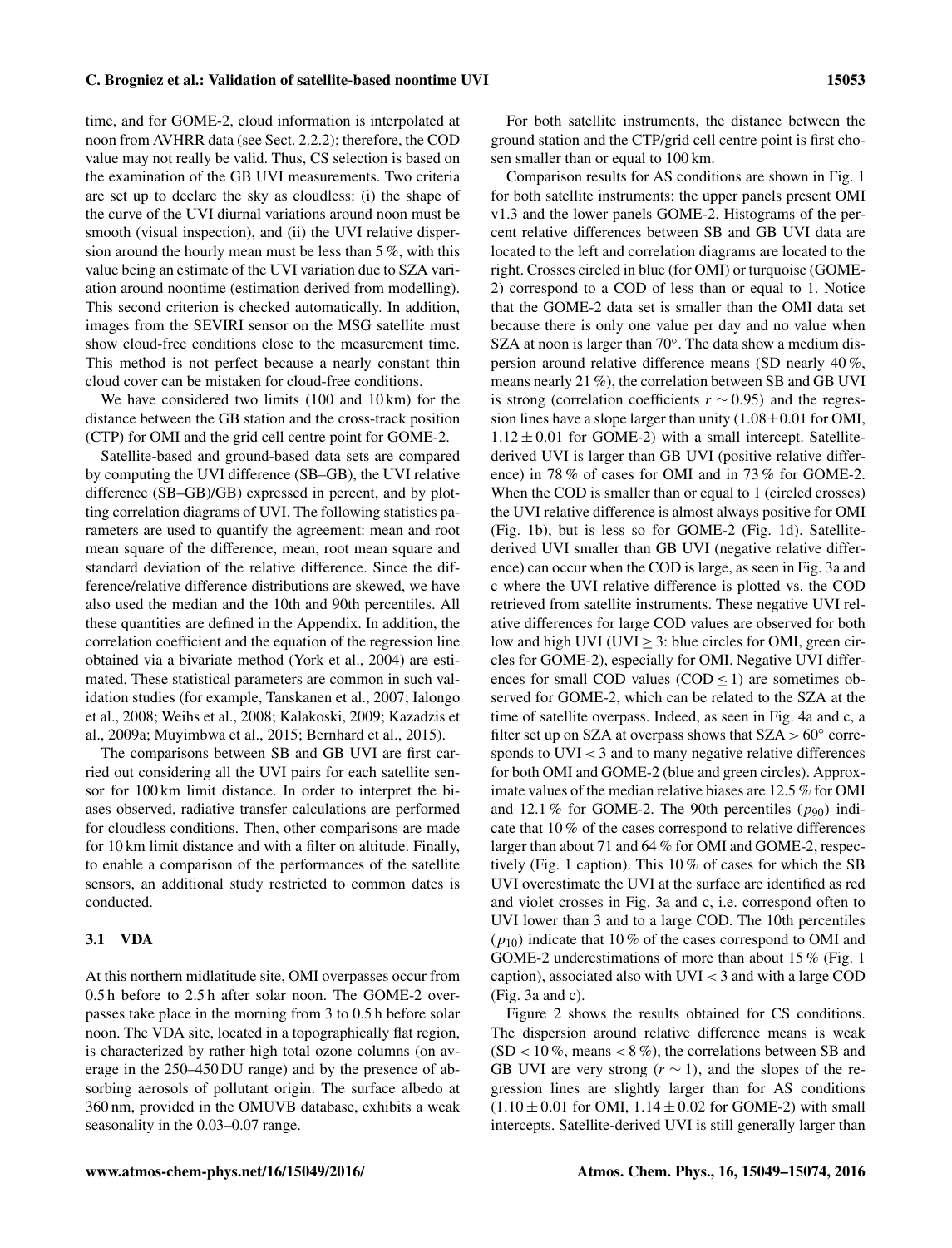time, and for GOME-2, cloud information is interpolated at noon from AVHRR data (see Sect. 2.2.2); therefore, the COD value may not really be valid. Thus, CS selection is based on the examination of the GB UVI measurements. Two criteria are set up to declare the sky as cloudless: (i) the shape of the curve of the UVI diurnal variations around noon must be smooth (visual inspection), and (ii) the UVI relative dispersion around the hourly mean must be less than 5 %, with this value being an estimate of the UVI variation due to SZA variation around noontime (estimation derived from modelling). This second criterion is checked automatically. In addition, images from the SEVIRI sensor on the MSG satellite must show cloud-free conditions close to the measurement time. This method is not perfect because a nearly constant thin cloud cover can be mistaken for cloud-free conditions.

We have considered two limits (100 and 10 km) for the distance between the GB station and the cross-track position (CTP) for OMI and the grid cell centre point for GOME-2.

Satellite-based and ground-based data sets are compared by computing the UVI difference (SB–GB), the UVI relative difference (SB–GB)/GB) expressed in percent, and by plotting correlation diagrams of UVI. The following statistics parameters are used to quantify the agreement: mean and root mean square of the difference, mean, root mean square and standard deviation of the relative difference. Since the difference/relative difference distributions are skewed, we have also used the median and the 10th and 90th percentiles. All these quantities are defined in the Appendix. In addition, the correlation coefficient and the equation of the regression line obtained via a bivariate method (York et al., 2004) are estimated. These statistical parameters are common in such validation studies (for example, Tanskanen et al., 2007; Ialongo et al., 2008; Weihs et al., 2008; Kalakoski, 2009; Kazadzis et al., 2009a; Muyimbwa et al., 2015; Bernhard et al., 2015).

The comparisons between SB and GB UVI are first carried out considering all the UVI pairs for each satellite sensor for 100 km limit distance. In order to interpret the biases observed, radiative transfer calculations are performed for cloudless conditions. Then, other comparisons are made for 10 km limit distance and with a filter on altitude. Finally, to enable a comparison of the performances of the satellite sensors, an additional study restricted to common dates is conducted.

### 3.1 VDA

At this northern midlatitude site, OMI overpasses occur from 0.5 h before to 2.5 h after solar noon. The GOME-2 overpasses take place in the morning from 3 to 0.5 h before solar noon. The VDA site, located in a topographically flat region, is characterized by rather high total ozone columns (on average in the 250–450 DU range) and by the presence of absorbing aerosols of pollutant origin. The surface albedo at 360 nm, provided in the OMUVB database, exhibits a weak seasonality in the 0.03–0.07 range.

For both satellite instruments, the distance between the ground station and the CTP/grid cell centre point is first chosen smaller than or equal to 100 km.

Comparison results for AS conditions are shown in Fig. 1 for both satellite instruments: the upper panels present OMI v1.3 and the lower panels GOME-2. Histograms of the percent relative differences between SB and GB UVI data are located to the left and correlation diagrams are located to the right. Crosses circled in blue (for OMI) or turquoise (GOME-2) correspond to a COD of less than or equal to 1. Notice that the GOME-2 data set is smaller than the OMI data set because there is only one value per day and no value when SZA at noon is larger than 70°. The data show a medium dispersion around relative difference means (SD nearly 40 %, means nearly 21 %), the correlation between SB and GB UVI is strong (correlation coefficients $r \sim 0.95$) and the regression lines have a slope larger than unity ($1.08 \pm 0.01$ for OMI, $1.12 \pm 0.01$ for GOME-2) with a small intercept. Satellite-derived UVI is larger than GB UVI (positive relative difference) in 78 % of cases for OMI and in 73 % for GOME-2. When the COD is smaller than or equal to 1 (circled crosses) the UVI relative difference is almost always positive for OMI (Fig. 1b), but is less so for GOME-2 (Fig. 1d). Satellite-derived UVI smaller than GB UVI (negative relative difference) can occur when the COD is large, as seen in Fig. 3a and c where the UVI relative difference is plotted vs. the COD retrieved from satellite instruments. These negative UVI relative differences for large COD values are observed for both low and high UVI (UVI $\geq 3$: blue circles for OMI, green circles for GOME-2), especially for OMI. Negative UVI differences for small COD values (COD $\leq 1$) are sometimes observed for GOME-2, which can be related to the SZA at the time of satellite overpass. Indeed, as seen in Fig. 4a and c, a filter set up on SZA at overpass shows that SZA $> 60°$ corresponds to UVI $< 3$ and to many negative relative differences for both OMI and GOME-2 (blue and green circles). Approximate values of the median relative biases are 12.5 % for OMI and 12.1 % for GOME-2. The 90th percentiles ($p_{90}$) indicate that 10 % of the cases correspond to relative differences larger than about 71 and 64 % for OMI and GOME-2, respectively (Fig. 1 caption). This 10 % of cases for which the SB UVI overestimate the UVI at the surface are identified as red and violet crosses in Fig. 3a and c, i.e. correspond often to UVI lower than 3 and to a large COD. The 10th percentiles ($p_{10}$) indicate that 10 % of the cases correspond to OMI and GOME-2 underestimations of more than about 15 % (Fig. 1 caption), associated also with UVI $< 3$ and with a large COD (Fig. 3a and c).

Figure 2 shows the results obtained for CS conditions. The dispersion around relative difference means is weak (SD $< 10$ %, means $< 8$ %), the correlations between SB and GB UVI are very strong ($r \sim 1$), and the slopes of the regression lines are slightly larger than for AS conditions ($1.10 \pm 0.01$ for OMI, $1.14 \pm 0.02$ for GOME-2) with small intercepts. Satellite-derived UVI is still generally larger than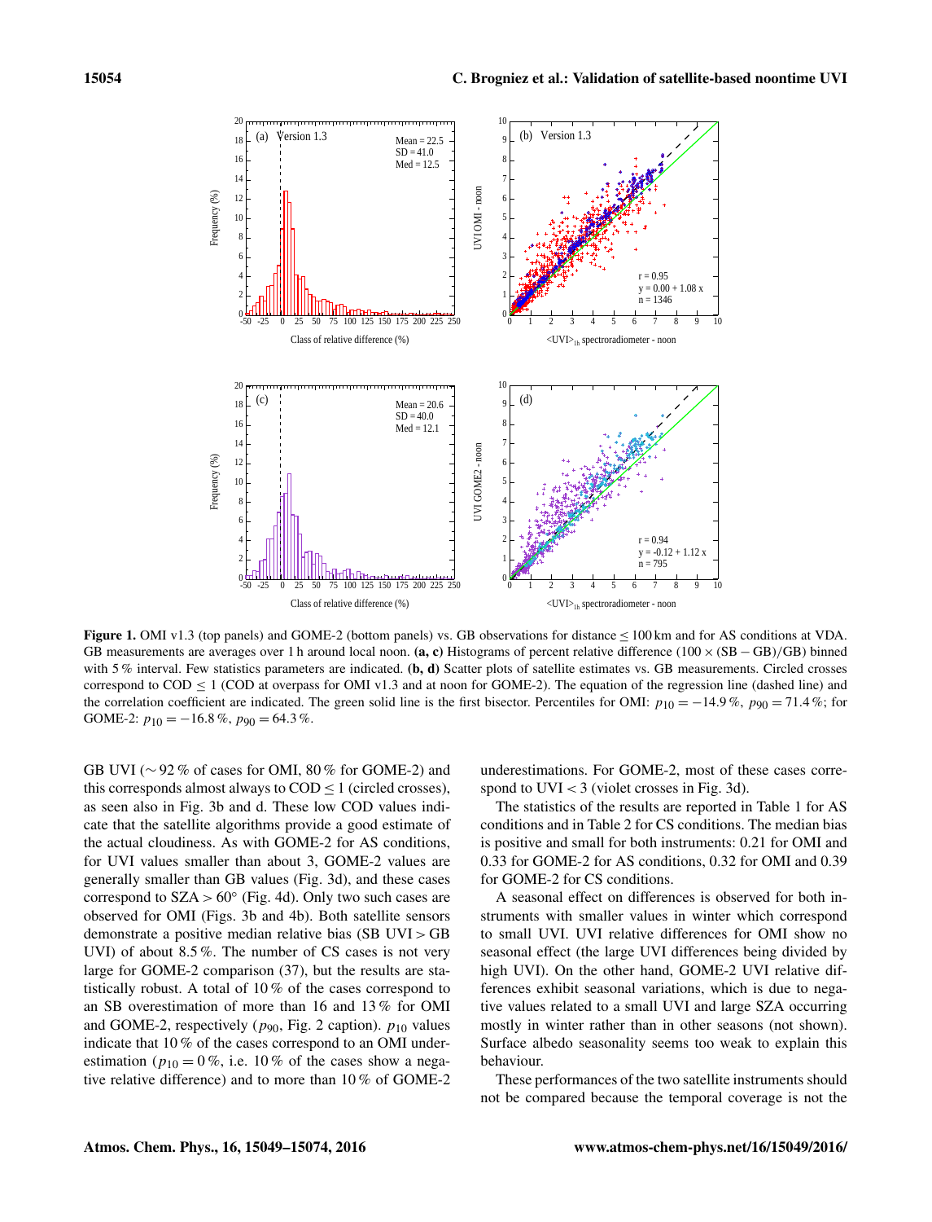**Figure 1.** OMI v1.3 (top panels) and GOME-2 (bottom panels) vs. GB observations for distance $\leq 100$ km and for AS conditions at VDA. GB measurements are averages over 1 h around local noon. **(a, c)** Histograms of percent relative difference ($100 \times (\mathrm{SB} - \mathrm{GB})/\mathrm{GB}$) binned with 5 % interval. Few statistics parameters are indicated. **(b, d)** Scatter plots of satellite estimates vs. GB measurements. Circled crosses correspond to COD $\leq 1$ (COD at overpass for OMI v1.3 and at noon for GOME-2). The equation of the regression line (dashed line) and the correlation coefficient are indicated. The green solid line is the first bisector. Percentiles for OMI: $p_{10} = -14.9\,\%$, $p_{90} = 71.4\,\%$; for GOME-2: $p_{10} = -16.8\,\%$, $p_{90} = 64.3\,\%$.

GB UVI ($\sim 92\,\%$ of cases for OMI, 80 % for GOME-2) and this corresponds almost always to COD $\leq 1$ (circled crosses), as seen also in Fig. 3b and d. These low COD values indicate that the satellite algorithms provide a good estimate of the actual cloudiness. As with GOME-2 for AS conditions, for UVI values smaller than about 3, GOME-2 values are generally smaller than GB values (Fig. 3d), and these cases correspond to SZA $> 60°$ (Fig. 4d). Only two such cases are observed for OMI (Figs. 3b and 4b). Both satellite sensors demonstrate a positive median relative bias (SB UVI $>$ GB UVI) of about 8.5 %. The number of CS cases is not very large for GOME-2 comparison (37), but the results are statistically robust. A total of 10 % of the cases correspond to an SB overestimation of more than 16 and 13 % for OMI and GOME-2, respectively ($p_{90}$, Fig. 2 caption). $p_{10}$ values indicate that 10 % of the cases correspond to an OMI underestimation ($p_{10} = 0\,\%$, i.e. 10 % of the cases show a negative relative difference) and to more than 10 % of GOME-2 underestimations. For GOME-2, most of these cases correspond to UVI $< 3$ (violet crosses in Fig. 3d).

The statistics of the results are reported in Table 1 for AS conditions and in Table 2 for CS conditions. The median bias is positive and small for both instruments: 0.21 for OMI and 0.33 for GOME-2 for AS conditions, 0.32 for OMI and 0.39 for GOME-2 for CS conditions.

A seasonal effect on differences is observed for both instruments with smaller values in winter which correspond to small UVI. UVI relative differences for OMI show no seasonal effect (the large UVI differences being divided by high UVI). On the other hand, GOME-2 UVI relative differences exhibit seasonal variations, which is due to negative values related to a small UVI and large SZA occurring mostly in winter rather than in other seasons (not shown). Surface albedo seasonality seems too weak to explain this behaviour.

These performances of the two satellite instruments should not be compared because the temporal coverage is not the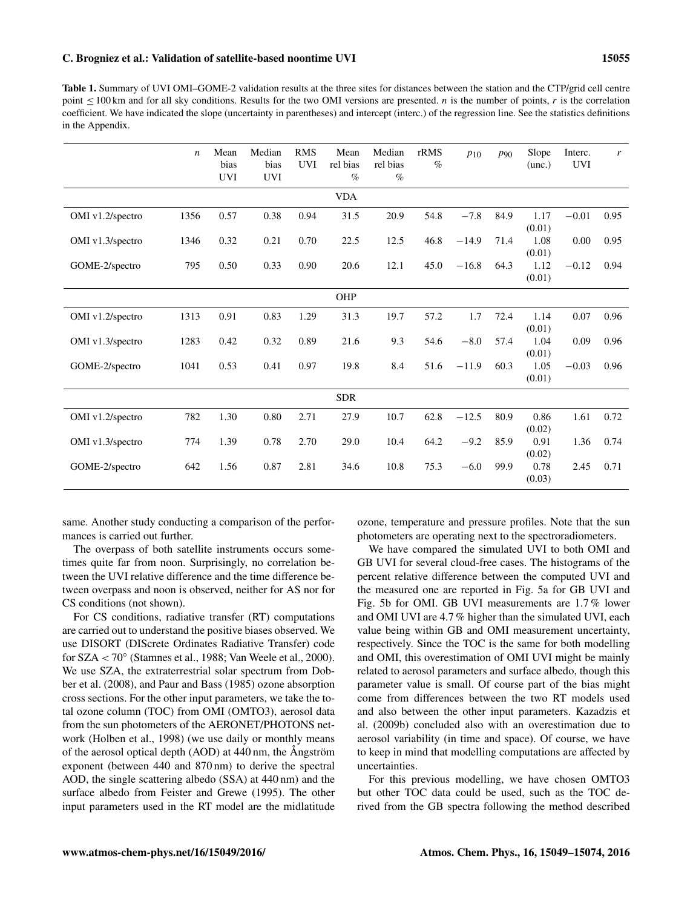**Table 1.** Summary of UVI OMI–GOME-2 validation results at the three sites for distances between the station and the CTP/grid cell centre point ≤ 100 km and for all sky conditions. Results for the two OMI versions are presented. $n$ is the number of points, $r$ is the correlation coefficient. We have indicated the slope (uncertainty in parentheses) and intercept (interc.) of the regression line. See the statistics definitions in the Appendix.

| | $n$ | Mean bias UVI | Median bias UVI | RMS UVI | Mean rel bias % | Median rel bias % | rRMS % | $p_{10}$ | $p_{90}$ | Slope (unc.) | Interc. UVI | $r$ |
|---|---|---|---|---|---|---|---|---|---|---|---|---|
| **VDA** | | | | | | | | | | | | |
| OMI v1.2/spectro | 1356 | 0.57 | 0.38 | 0.94 | 31.5 | 20.9 | 54.8 | −7.8 | 84.9 | 1.17 (0.01) | −0.01 | 0.95 |
| OMI v1.3/spectro | 1346 | 0.32 | 0.21 | 0.70 | 22.5 | 12.5 | 46.8 | −14.9 | 71.4 | 1.08 (0.01) | 0.00 | 0.95 |
| GOME-2/spectro | 795 | 0.50 | 0.33 | 0.90 | 20.6 | 12.1 | 45.0 | −16.8 | 64.3 | 1.12 (0.01) | −0.12 | 0.94 |
| **OHP** | | | | | | | | | | | | |
| OMI v1.2/spectro | 1313 | 0.91 | 0.83 | 1.29 | 31.3 | 19.7 | 57.2 | 1.7 | 72.4 | 1.14 (0.01) | 0.07 | 0.96 |
| OMI v1.3/spectro | 1283 | 0.42 | 0.32 | 0.89 | 21.6 | 9.3 | 54.6 | −8.0 | 57.4 | 1.04 (0.01) | 0.09 | 0.96 |
| GOME-2/spectro | 1041 | 0.53 | 0.41 | 0.97 | 19.8 | 8.4 | 51.6 | −11.9 | 60.3 | 1.05 (0.01) | −0.03 | 0.96 |
| **SDR** | | | | | | | | | | | | |
| OMI v1.2/spectro | 782 | 1.30 | 0.80 | 2.71 | 27.9 | 10.7 | 62.8 | −12.5 | 80.9 | 0.86 (0.02) | 1.61 | 0.72 |
| OMI v1.3/spectro | 774 | 1.39 | 0.78 | 2.70 | 29.0 | 10.4 | 64.2 | −9.2 | 85.9 | 0.91 (0.02) | 1.36 | 0.74 |
| GOME-2/spectro | 642 | 1.56 | 0.87 | 2.81 | 34.6 | 10.8 | 75.3 | −6.0 | 99.9 | 0.78 (0.03) | 2.45 | 0.71 |

same. Another study conducting a comparison of the performances is carried out further.

The overpass of both satellite instruments occurs sometimes quite far from noon. Surprisingly, no correlation between the UVI relative difference and the time difference between overpass and noon is observed, neither for AS nor for CS conditions (not shown).

For CS conditions, radiative transfer (RT) computations are carried out to understand the positive biases observed. We use DISORT (DIScrete Ordinates Radiative Transfer) code for SZA $< 70°$ (Stamnes et al., 1988; Van Weele et al., 2000). We use SZA, the extraterrestrial solar spectrum from Dobber et al. (2008), and Paur and Bass (1985) ozone absorption cross sections. For the other input parameters, we take the total ozone column (TOC) from OMI (OMTO3), aerosol data from the sun photometers of the AERONET/PHOTONS network (Holben et al., 1998) (we use daily or monthly means of the aerosol optical depth (AOD) at 440 nm, the Ångström exponent (between 440 and 870 nm) to derive the spectral AOD, the single scattering albedo (SSA) at 440 nm) and the surface albedo from Feister and Grewe (1995). The other input parameters used in the RT model are the midlatitude ozone, temperature and pressure profiles. Note that the sun photometers are operating next to the spectroradiometers.

We have compared the simulated UVI to both OMI and GB UVI for several cloud-free cases. The histograms of the percent relative difference between the computed UVI and the measured one are reported in Fig. 5a for GB UVI and Fig. 5b for OMI. GB UVI measurements are 1.7 % lower and OMI UVI are 4.7 % higher than the simulated UVI, each value being within GB and OMI measurement uncertainty, respectively. Since the TOC is the same for both modelling and OMI, this overestimation of OMI UVI might be mainly related to aerosol parameters and surface albedo, though this parameter value is small. Of course part of the bias might come from differences between the two RT models used and also between the other input parameters. Kazadzis et al. (2009b) concluded also with an overestimation due to aerosol variability (in time and space). Of course, we have to keep in mind that modelling computations are affected by uncertainties.

For this previous modelling, we have chosen OMTO3 but other TOC data could be used, such as the TOC derived from the GB spectra following the method described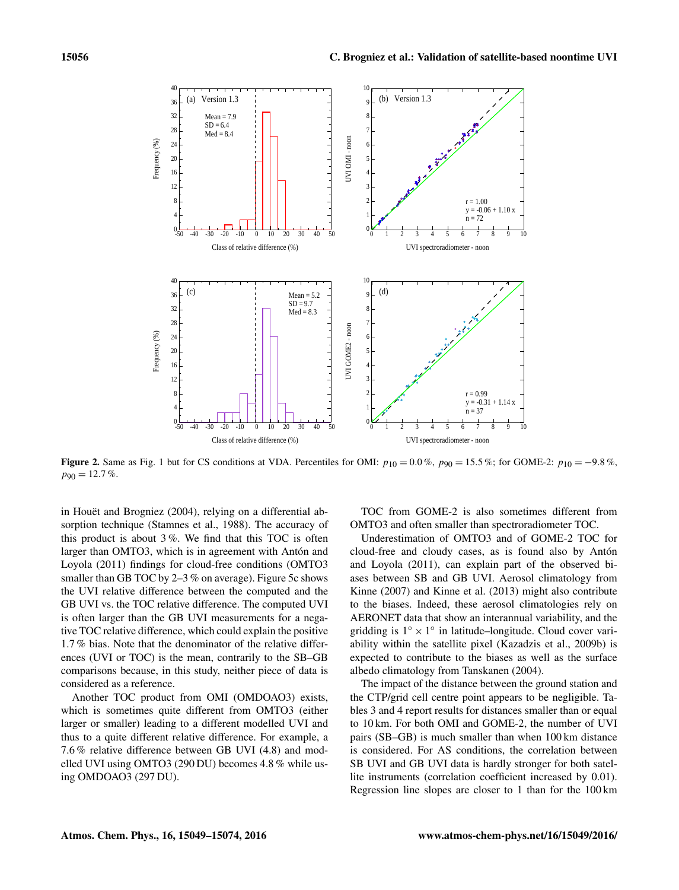**Figure 2.** Same as Fig. 1 but for CS conditions at VDA. Percentiles for OMI: $p_{10} = 0.0\,\%$, $p_{90} = 15.5\,\%$; for GOME-2: $p_{10} = -9.8\,\%$, $p_{90} = 12.7\,\%$.

in Houët and Brogniez (2004), relying on a differential absorption technique (Stamnes et al., 1988). The accuracy of this product is about 3 %. We find that this TOC is often larger than OMTO3, which is in agreement with Antón and Loyola (2011) findings for cloud-free conditions (OMTO3 smaller than GB TOC by 2–3 % on average). Figure 5c shows the UVI relative difference between the computed and the GB UVI vs. the TOC relative difference. The computed UVI is often larger than the GB UVI measurements for a negative TOC relative difference, which could explain the positive 1.7 % bias. Note that the denominator of the relative differences (UVI or TOC) is the mean, contrarily to the SB–GB comparisons because, in this study, neither piece of data is considered as a reference.

Another TOC product from OMI (OMDOAO3) exists, which is sometimes quite different from OMTO3 (either larger or smaller) leading to a different modelled UVI and thus to a quite different relative difference. For example, a 7.6 % relative difference between GB UVI (4.8) and modelled UVI using OMTO3 (290 DU) becomes 4.8 % while using OMDOAO3 (297 DU).

TOC from GOME-2 is also sometimes different from OMTO3 and often smaller than spectroradiometer TOC.

Underestimation of OMTO3 and of GOME-2 TOC for cloud-free and cloudy cases, as is found also by Antón and Loyola (2011), can explain part of the observed biases between SB and GB UVI. Aerosol climatology from Kinne (2007) and Kinne et al. (2013) might also contribute to the biases. Indeed, these aerosol climatologies rely on AERONET data that show an interannual variability, and the gridding is $1° \times 1°$ in latitude–longitude. Cloud cover variability within the satellite pixel (Kazadzis et al., 2009b) is expected to contribute to the biases as well as the surface albedo climatology from Tanskanen (2004).

The impact of the distance between the ground station and the CTP/grid cell centre point appears to be negligible. Tables 3 and 4 report results for distances smaller than or equal to 10 km. For both OMI and GOME-2, the number of UVI pairs (SB–GB) is much smaller than when 100 km distance is considered. For AS conditions, the correlation between SB UVI and GB UVI data is hardly stronger for both satellite instruments (correlation coefficient increased by 0.01). Regression line slopes are closer to 1 than for the 100 km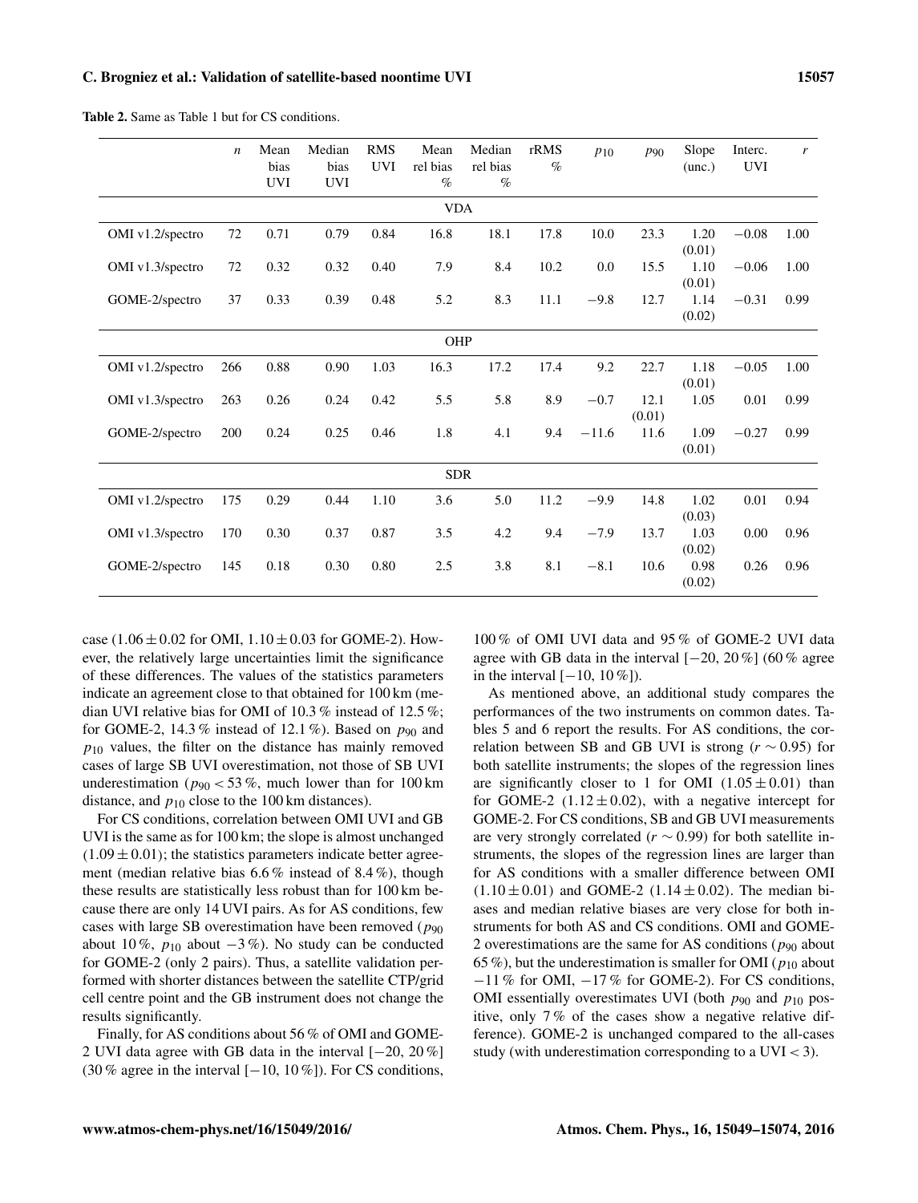**Table 2.** Same as Table 1 but for CS conditions.

| | $n$ | Mean bias UVI | Median bias UVI | RMS UVI | Mean rel bias % | Median rel bias % | rRMS % | $p_{10}$ | $p_{90}$ | Slope (unc.) | Interc. UVI | $r$ |
|---|---|---|---|---|---|---|---|---|---|---|---|---|
| **VDA** | | | | | | | | | | | | |
| OMI v1.2/spectro | 72 | 0.71 | 0.79 | 0.84 | 16.8 | 18.1 | 17.8 | 10.0 | 23.3 | 1.20 (0.01) | −0.08 | 1.00 |
| OMI v1.3/spectro | 72 | 0.32 | 0.32 | 0.40 | 7.9 | 8.4 | 10.2 | 0.0 | 15.5 | 1.10 (0.01) | −0.06 | 1.00 |
| GOME-2/spectro | 37 | 0.33 | 0.39 | 0.48 | 5.2 | 8.3 | 11.1 | −9.8 | 12.7 | 1.14 (0.02) | −0.31 | 0.99 |
| **OHP** | | | | | | | | | | | | |
| OMI v1.2/spectro | 266 | 0.88 | 0.90 | 1.03 | 16.3 | 17.2 | 17.4 | 9.2 | 22.7 | 1.18 (0.01) | −0.05 | 1.00 |
| OMI v1.3/spectro | 263 | 0.26 | 0.24 | 0.42 | 5.5 | 5.8 | 8.9 | −0.7 | 12.1 (0.01) | 1.05 | 0.01 | 0.99 |
| GOME-2/spectro | 200 | 0.24 | 0.25 | 0.46 | 1.8 | 4.1 | 9.4 | −11.6 | 11.6 | 1.09 (0.01) | −0.27 | 0.99 |
| **SDR** | | | | | | | | | | | | |
| OMI v1.2/spectro | 175 | 0.29 | 0.44 | 1.10 | 3.6 | 5.0 | 11.2 | −9.9 | 14.8 | 1.02 (0.03) | 0.01 | 0.94 |
| OMI v1.3/spectro | 170 | 0.30 | 0.37 | 0.87 | 3.5 | 4.2 | 9.4 | −7.9 | 13.7 | 1.03 (0.02) | 0.00 | 0.96 |
| GOME-2/spectro | 145 | 0.18 | 0.30 | 0.80 | 2.5 | 3.8 | 8.1 | −8.1 | 10.6 | 0.98 (0.02) | 0.26 | 0.96 |

case ($1.06 \pm 0.02$ for OMI, $1.10 \pm 0.03$ for GOME-2). However, the relatively large uncertainties limit the significance of these differences. The values of the statistics parameters indicate an agreement close to that obtained for 100 km (median UVI relative bias for OMI of 10.3 % instead of 12.5 %; for GOME-2, 14.3 % instead of 12.1 %). Based on $p_{90}$ and $p_{10}$ values, the filter on the distance has mainly removed cases of large SB UVI overestimation, not those of SB UVI underestimation ($p_{90} < 53\,\%$, much lower than for 100 km distance, and $p_{10}$ close to the 100 km distances).

For CS conditions, correlation between OMI UVI and GB UVI is the same as for 100 km; the slope is almost unchanged ($1.09 \pm 0.01$); the statistics parameters indicate better agreement (median relative bias 6.6 % instead of 8.4 %), though these results are statistically less robust than for 100 km because there are only 14 UVI pairs. As for AS conditions, few cases with large SB overestimation have been removed ($p_{90}$ about 10 %, $p_{10}$ about −3 %). No study can be conducted for GOME-2 (only 2 pairs). Thus, a satellite validation performed with shorter distances between the satellite CTP/grid cell centre point and the GB instrument does not change the results significantly.

Finally, for AS conditions about 56 % of OMI and GOME-2 UVI data agree with GB data in the interval [−20, 20 %] (30 % agree in the interval [−10, 10 %]). For CS conditions, 100 % of OMI UVI data and 95 % of GOME-2 UVI data agree with GB data in the interval [−20, 20 %] (60 % agree in the interval [−10, 10 %]).

As mentioned above, an additional study compares the performances of the two instruments on common dates. Tables 5 and 6 report the results. For AS conditions, the correlation between SB and GB UVI is strong ($r \sim 0.95$) for both satellite instruments; the slopes of the regression lines are significantly closer to 1 for OMI ($1.05 \pm 0.01$) than for GOME-2 ($1.12 \pm 0.02$), with a negative intercept for GOME-2. For CS conditions, SB and GB UVI measurements are very strongly correlated ($r \sim 0.99$) for both satellite instruments, the slopes of the regression lines are larger than for AS conditions with a smaller difference between OMI ($1.10 \pm 0.01$) and GOME-2 ($1.14 \pm 0.02$). The median biases and median relative biases are very close for both instruments for both AS and CS conditions. OMI and GOME-2 overestimations are the same for AS conditions ($p_{90}$ about 65 %), but the underestimation is smaller for OMI ($p_{10}$ about −11 % for OMI, −17 % for GOME-2). For CS conditions, OMI essentially overestimates UVI (both $p_{90}$ and $p_{10}$ positive, only 7 % of the cases show a negative relative difference). GOME-2 is unchanged compared to the all-cases study (with underestimation corresponding to a UVI < 3).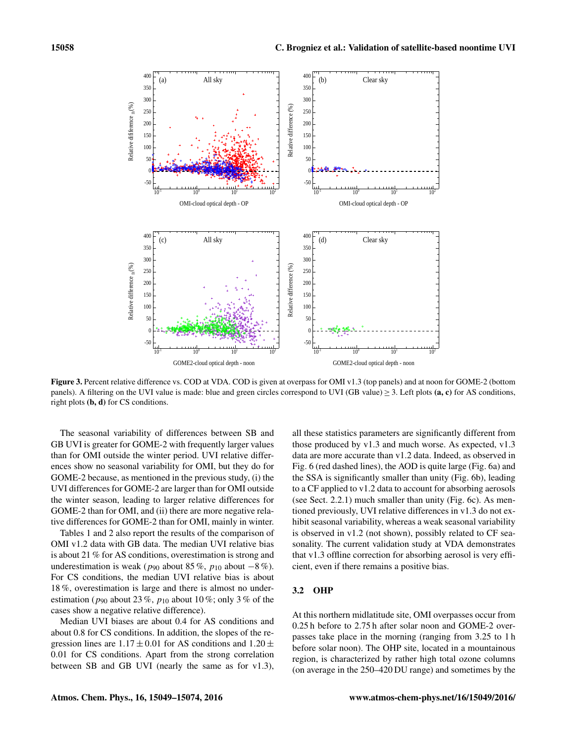**Figure 3.** Percent relative difference vs. COD at VDA. COD is given at overpass for OMI v1.3 (top panels) and at noon for GOME-2 (bottom panels). A filtering on the UVI value is made: blue and green circles correspond to UVI (GB value) ≥ 3. Left plots **(a, c)** for AS conditions, right plots **(b, d)** for CS conditions.

The seasonal variability of differences between SB and GB UVI is greater for GOME-2 with frequently larger values than for OMI outside the winter period. UVI relative differences show no seasonal variability for OMI, but they do for GOME-2 because, as mentioned in the previous study, (i) the UVI differences for GOME-2 are larger than for OMI outside the winter season, leading to larger relative differences for GOME-2 than for OMI, and (ii) there are more negative relative differences for GOME-2 than for OMI, mainly in winter.

Tables 1 and 2 also report the results of the comparison of OMI v1.2 data with GB data. The median UVI relative bias is about 21 % for AS conditions, overestimation is strong and underestimation is weak ($p_{90}$ about 85 %, $p_{10}$ about −8 %). For CS conditions, the median UVI relative bias is about 18 %, overestimation is large and there is almost no underestimation ($p_{90}$ about 23 %, $p_{10}$ about 10 %; only 3 % of the cases show a negative relative difference).

Median UVI biases are about 0.4 for AS conditions and about 0.8 for CS conditions. In addition, the slopes of the regression lines are $1.17 \pm 0.01$ for AS conditions and $1.20 \pm 0.01$ for CS conditions. Apart from the strong correlation between SB and GB UVI (nearly the same as for v1.3), all these statistics parameters are significantly different from those produced by v1.3 and much worse. As expected, v1.3 data are more accurate than v1.2 data. Indeed, as observed in Fig. 6 (red dashed lines), the AOD is quite large (Fig. 6a) and the SSA is significantly smaller than unity (Fig. 6b), leading to a CF applied to v1.2 data to account for absorbing aerosols (see Sect. 2.2.1) much smaller than unity (Fig. 6c). As mentioned previously, UVI relative differences in v1.3 do not exhibit seasonal variability, whereas a weak seasonal variability is observed in v1.2 (not shown), possibly related to CF seasonality. The current validation study at VDA demonstrates that v1.3 offline correction for absorbing aerosol is very efficient, even if there remains a positive bias.

## 3.2 OHP

At this northern midlatitude site, OMI overpasses occur from 0.25 h before to 2.75 h after solar noon and GOME-2 overpasses take place in the morning (ranging from 3.25 to 1 h before solar noon). The OHP site, located in a mountainous region, is characterized by rather high total ozone columns (on average in the 250–420 DU range) and sometimes by the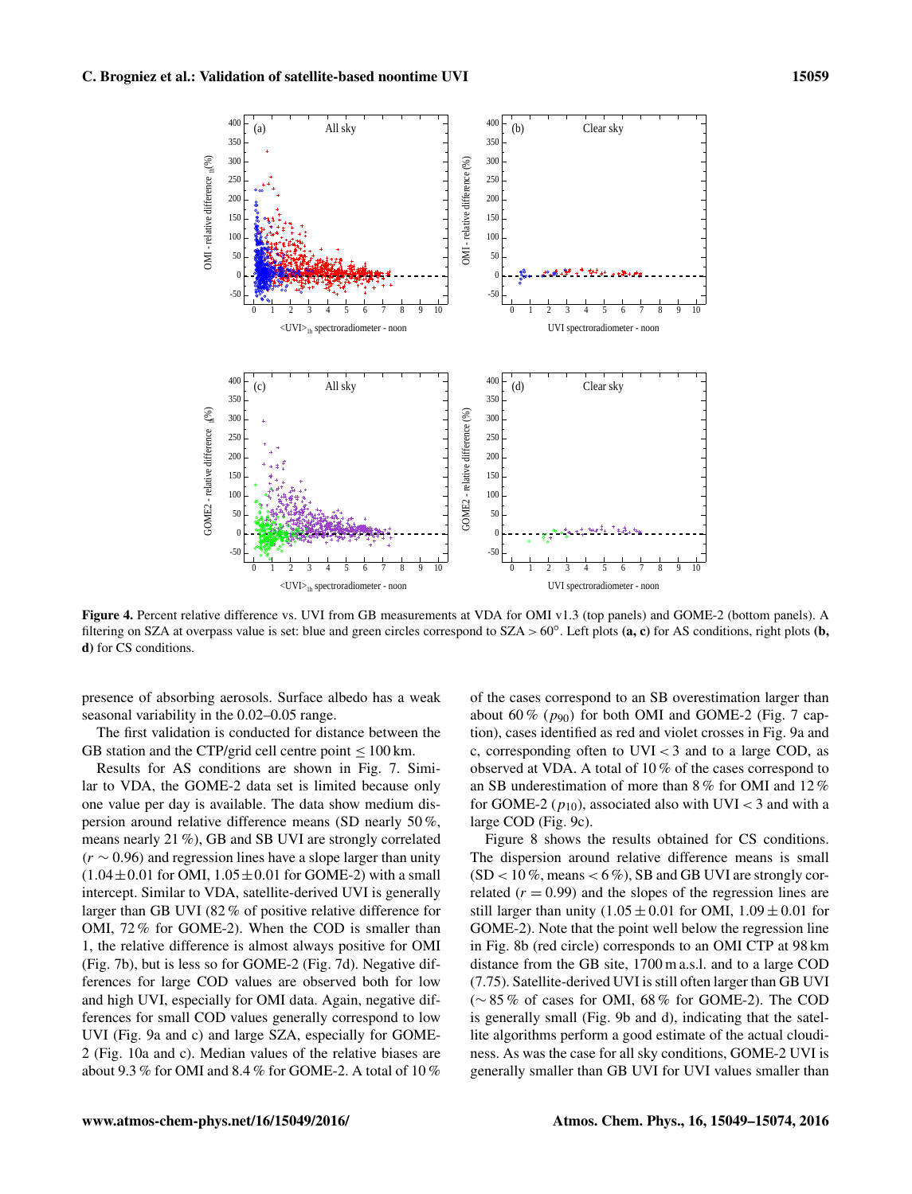Figure 4. Percent relative difference vs. UVI from GB measurements at VDA for OMI v1.3 (top panels) and GOME-2 (bottom panels). A filtering on SZA at overpass value is set: blue and green circles correspond to SZA > 60°. Left plots **(a, c)** for AS conditions, right plots **(b, d)** for CS conditions.

presence of absorbing aerosols. Surface albedo has a weak seasonal variability in the 0.02–0.05 range.

The first validation is conducted for distance between the GB station and the CTP/grid cell centre point ≤ 100 km.

Results for AS conditions are shown in Fig. 7. Similar to VDA, the GOME-2 data set is limited because only one value per day is available. The data show medium dispersion around relative difference means (SD nearly 50 %, means nearly 21 %), GB and SB UVI are strongly correlated ($r \sim 0.96$) and regression lines have a slope larger than unity ($1.04 \pm 0.01$ for OMI, $1.05 \pm 0.01$ for GOME-2) with a small intercept. Similar to VDA, satellite-derived UVI is generally larger than GB UVI (82 % of positive relative difference for OMI, 72 % for GOME-2). When the COD is smaller than 1, the relative difference is almost always positive for OMI (Fig. 7b), but is less so for GOME-2 (Fig. 7d). Negative differences for large COD values are observed both for low and high UVI, especially for OMI data. Again, negative differences for small COD values generally correspond to low UVI (Fig. 9a and c) and large SZA, especially for GOME-2 (Fig. 10a and c). Median values of the relative biases are about 9.3 % for OMI and 8.4 % for GOME-2. A total of 10 % of the cases correspond to an SB overestimation larger than about 60 % ($p_{90}$) for both OMI and GOME-2 (Fig. 7 caption), cases identified as red and violet crosses in Fig. 9a and c, corresponding often to UVI < 3 and to a large COD, as observed at VDA. A total of 10 % of the cases correspond to an SB underestimation of more than 8 % for OMI and 12 % for GOME-2 ($p_{10}$), associated also with UVI < 3 and with a large COD (Fig. 9c).

Figure 8 shows the results obtained for CS conditions. The dispersion around relative difference means is small (SD < 10 %, means < 6 %), SB and GB UVI are strongly correlated ($r = 0.99$) and the slopes of the regression lines are still larger than unity ($1.05 \pm 0.01$ for OMI, $1.09 \pm 0.01$ for GOME-2). Note that the point well below the regression line in Fig. 8b (red circle) corresponds to an OMI CTP at 98 km distance from the GB site, 1700 m a.s.l. and to a large COD (7.75). Satellite-derived UVI is still often larger than GB UVI (∼ 85 % of cases for OMI, 68 % for GOME-2). The COD is generally small (Fig. 9b and d), indicating that the satellite algorithms perform a good estimate of the actual cloudiness. As was the case for all sky conditions, GOME-2 UVI is generally smaller than GB UVI for UVI values smaller than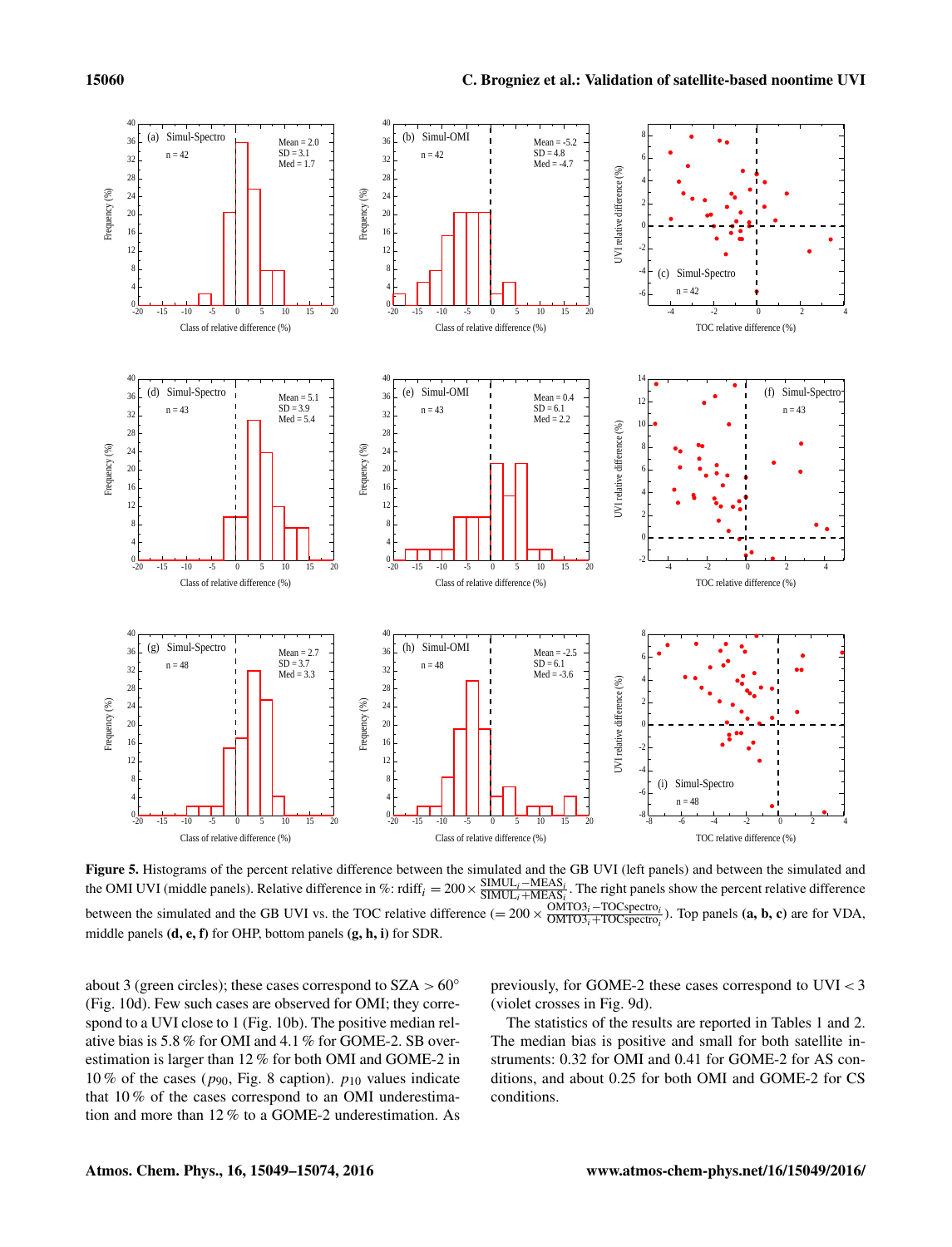**Figure 5.** Histograms of the percent relative difference between the simulated and the GB UVI (left panels) and between the simulated and the OMI UVI (middle panels). Relative difference in %: $\mathrm{rdiff}_i = 200 \times \frac{\mathrm{SIMUL}_i - \mathrm{MEAS}_i}{\mathrm{SIMUL}_i + \mathrm{MEAS}_i}$. The right panels show the percent relative difference between the simulated and the GB UVI vs. the TOC relative difference ($= 200 \times \frac{\mathrm{OMTO3}_i - \mathrm{TOCspectro}_i}{\mathrm{OMTO3}_i + \mathrm{TOCspectro}_i}$). Top panels **(a, b, c)** are for VDA, middle panels **(d, e, f)** for OHP, bottom panels **(g, h, i)** for SDR.

about 3 (green circles); these cases correspond to SZA $> 60°$ (Fig. 10d). Few such cases are observed for OMI; they correspond to a UVI close to 1 (Fig. 10b). The positive median relative bias is 5.8 % for OMI and 4.1 % for GOME-2. SB overestimation is larger than 12 % for both OMI and GOME-2 in 10 % of the cases ($p_{90}$, Fig. 8 caption). $p_{10}$ values indicate that 10 % of the cases correspond to an OMI underestimation and more than 12 % to a GOME-2 underestimation. As previously, for GOME-2 these cases correspond to UVI $< 3$ (violet crosses in Fig. 9d).

The statistics of the results are reported in Tables 1 and 2. The median bias is positive and small for both satellite instruments: 0.32 for OMI and 0.41 for GOME-2 for AS conditions, and about 0.25 for both OMI and GOME-2 for CS conditions.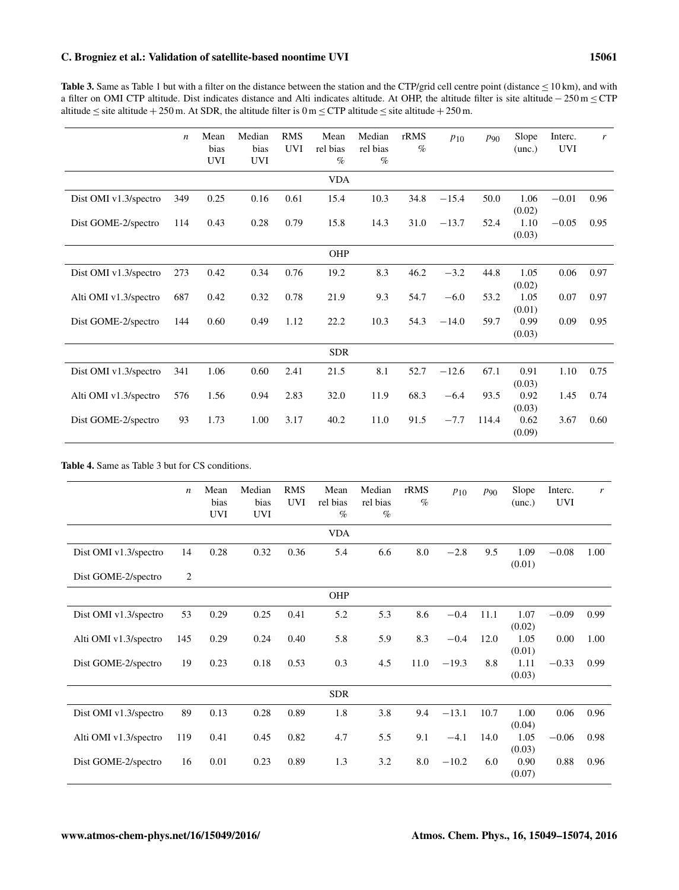**Table 3.** Same as Table 1 but with a filter on the distance between the station and the CTP/grid cell centre point (distance ≤ 10 km), and with a filter on OMI CTP altitude. Dist indicates distance and Alti indicates altitude. At OHP, the altitude filter is site altitude − 250 m ≤ CTP altitude ≤ site altitude + 250 m. At SDR, the altitude filter is 0 m ≤ CTP altitude ≤ site altitude + 250 m.

| | $n$ | Mean bias UVI | Median bias UVI | RMS UVI | Mean rel bias % | Median rel bias % | rRMS % | $p_{10}$ | $p_{90}$ | Slope (unc.) | Interc. UVI | $r$ |
|---|---|---|---|---|---|---|---|---|---|---|---|---|
| | | | | | VDA | | | | | | | |
| Dist OMI v1.3/spectro | 349 | 0.25 | 0.16 | 0.61 | 15.4 | 10.3 | 34.8 | −15.4 | 50.0 | 1.06 (0.02) | −0.01 | 0.96 |
| Dist GOME-2/spectro | 114 | 0.43 | 0.28 | 0.79 | 15.8 | 14.3 | 31.0 | −13.7 | 52.4 | 1.10 (0.03) | −0.05 | 0.95 |
| | | | | | OHP | | | | | | | |
| Dist OMI v1.3/spectro | 273 | 0.42 | 0.34 | 0.76 | 19.2 | 8.3 | 46.2 | −3.2 | 44.8 | 1.05 (0.02) | 0.06 | 0.97 |
| Alti OMI v1.3/spectro | 687 | 0.42 | 0.32 | 0.78 | 21.9 | 9.3 | 54.7 | −6.0 | 53.2 | 1.05 (0.01) | 0.07 | 0.97 |
| Dist GOME-2/spectro | 144 | 0.60 | 0.49 | 1.12 | 22.2 | 10.3 | 54.3 | −14.0 | 59.7 | 0.99 (0.03) | 0.09 | 0.95 |
| | | | | | SDR | | | | | | | |
| Dist OMI v1.3/spectro | 341 | 1.06 | 0.60 | 2.41 | 21.5 | 8.1 | 52.7 | −12.6 | 67.1 | 0.91 (0.03) | 1.10 | 0.75 |
| Alti OMI v1.3/spectro | 576 | 1.56 | 0.94 | 2.83 | 32.0 | 11.9 | 68.3 | −6.4 | 93.5 | 0.92 (0.03) | 1.45 | 0.74 |
| Dist GOME-2/spectro | 93 | 1.73 | 1.00 | 3.17 | 40.2 | 11.0 | 91.5 | −7.7 | 114.4 | 0.62 (0.09) | 3.67 | 0.60 |

**Table 4.** Same as Table 3 but for CS conditions.

| | $n$ | Mean bias UVI | Median bias UVI | RMS UVI | Mean rel bias % | Median rel bias % | rRMS % | $p_{10}$ | $p_{90}$ | Slope (unc.) | Interc. UVI | $r$ |
|---|---|---|---|---|---|---|---|---|---|---|---|---|
| | | | | | VDA | | | | | | | |
| Dist OMI v1.3/spectro | 14 | 0.28 | 0.32 | 0.36 | 5.4 | 6.6 | 8.0 | −2.8 | 9.5 | 1.09 (0.01) | −0.08 | 1.00 |
| Dist GOME-2/spectro | 2 | | | | | | | | | | | |
| | | | | | OHP | | | | | | | |
| Dist OMI v1.3/spectro | 53 | 0.29 | 0.25 | 0.41 | 5.2 | 5.3 | 8.6 | −0.4 | 11.1 | 1.07 (0.02) | −0.09 | 0.99 |
| Alti OMI v1.3/spectro | 145 | 0.29 | 0.24 | 0.40 | 5.8 | 5.9 | 8.3 | −0.4 | 12.0 | 1.05 (0.01) | 0.00 | 1.00 |
| Dist GOME-2/spectro | 19 | 0.23 | 0.18 | 0.53 | 0.3 | 4.5 | 11.0 | −19.3 | 8.8 | 1.11 (0.03) | −0.33 | 0.99 |
| | | | | | SDR | | | | | | | |
| Dist OMI v1.3/spectro | 89 | 0.13 | 0.28 | 0.89 | 1.8 | 3.8 | 9.4 | −13.1 | 10.7 | 1.00 (0.04) | 0.06 | 0.96 |
| Alti OMI v1.3/spectro | 119 | 0.41 | 0.45 | 0.82 | 4.7 | 5.5 | 9.1 | −4.1 | 14.0 | 1.05 (0.03) | −0.06 | 0.98 |
| Dist GOME-2/spectro | 16 | 0.01 | 0.23 | 0.89 | 1.3 | 3.2 | 8.0 | −10.2 | 6.0 | 0.90 (0.07) | 0.88 | 0.96 |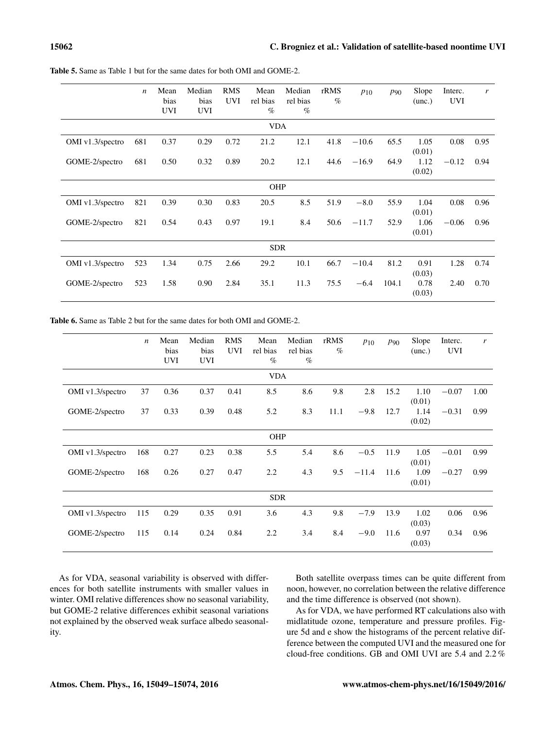**Table 5.** Same as Table 1 but for the same dates for both OMI and GOME-2.

| | $n$ | Mean bias UVI | Median bias UVI | RMS UVI | Mean rel bias % | Median rel bias % | rRMS % | $p_{10}$ | $p_{90}$ | Slope (unc.) | Interc. UVI | $r$ |
|---|---|---|---|---|---|---|---|---|---|---|---|---|
| | | | | | | VDA | | | | | | |
| OMI v1.3/spectro | 681 | 0.37 | 0.29 | 0.72 | 21.2 | 12.1 | 41.8 | −10.6 | 65.5 | 1.05 (0.01) | 0.08 | 0.95 |
| GOME-2/spectro | 681 | 0.50 | 0.32 | 0.89 | 20.2 | 12.1 | 44.6 | −16.9 | 64.9 | 1.12 (0.02) | −0.12 | 0.94 |
| | | | | | | OHP | | | | | | |
| OMI v1.3/spectro | 821 | 0.39 | 0.30 | 0.83 | 20.5 | 8.5 | 51.9 | −8.0 | 55.9 | 1.04 (0.01) | 0.08 | 0.96 |
| GOME-2/spectro | 821 | 0.54 | 0.43 | 0.97 | 19.1 | 8.4 | 50.6 | −11.7 | 52.9 | 1.06 (0.01) | −0.06 | 0.96 |
| | | | | | | SDR | | | | | | |
| OMI v1.3/spectro | 523 | 1.34 | 0.75 | 2.66 | 29.2 | 10.1 | 66.7 | −10.4 | 81.2 | 0.91 (0.03) | 1.28 | 0.74 |
| GOME-2/spectro | 523 | 1.58 | 0.90 | 2.84 | 35.1 | 11.3 | 75.5 | −6.4 | 104.1 | 0.78 (0.03) | 2.40 | 0.70 |

**Table 6.** Same as Table 2 but for the same dates for both OMI and GOME-2.

| | $n$ | Mean bias UVI | Median bias UVI | RMS UVI | Mean rel bias % | Median rel bias % | rRMS % | $p_{10}$ | $p_{90}$ | Slope (unc.) | Interc. UVI | $r$ |
|---|---|---|---|---|---|---|---|---|---|---|---|---|
| | | | | | | VDA | | | | | | |
| OMI v1.3/spectro | 37 | 0.36 | 0.37 | 0.41 | 8.5 | 8.6 | 9.8 | 2.8 | 15.2 | 1.10 (0.01) | −0.07 | 1.00 |
| GOME-2/spectro | 37 | 0.33 | 0.39 | 0.48 | 5.2 | 8.3 | 11.1 | −9.8 | 12.7 | 1.14 (0.02) | −0.31 | 0.99 |
| | | | | | | OHP | | | | | | |
| OMI v1.3/spectro | 168 | 0.27 | 0.23 | 0.38 | 5.5 | 5.4 | 8.6 | −0.5 | 11.9 | 1.05 (0.01) | −0.01 | 0.99 |
| GOME-2/spectro | 168 | 0.26 | 0.27 | 0.47 | 2.2 | 4.3 | 9.5 | −11.4 | 11.6 | 1.09 (0.01) | −0.27 | 0.99 |
| | | | | | | SDR | | | | | | |
| OMI v1.3/spectro | 115 | 0.29 | 0.35 | 0.91 | 3.6 | 4.3 | 9.8 | −7.9 | 13.9 | 1.02 (0.03) | 0.06 | 0.96 |
| GOME-2/spectro | 115 | 0.14 | 0.24 | 0.84 | 2.2 | 3.4 | 8.4 | −9.0 | 11.6 | 0.97 (0.03) | 0.34 | 0.96 |

As for VDA, seasonal variability is observed with differences for both satellite instruments with smaller values in winter. OMI relative differences show no seasonal variability, but GOME-2 relative differences exhibit seasonal variations not explained by the observed weak surface albedo seasonality.

Both satellite overpass times can be quite different from noon, however, no correlation between the relative difference and the time difference is observed (not shown).

As for VDA, we have performed RT calculations also with midlatitude ozone, temperature and pressure profiles. Figure 5d and e show the histograms of the percent relative difference between the computed UVI and the measured one for cloud-free conditions. GB and OMI UVI are 5.4 and 2.2 %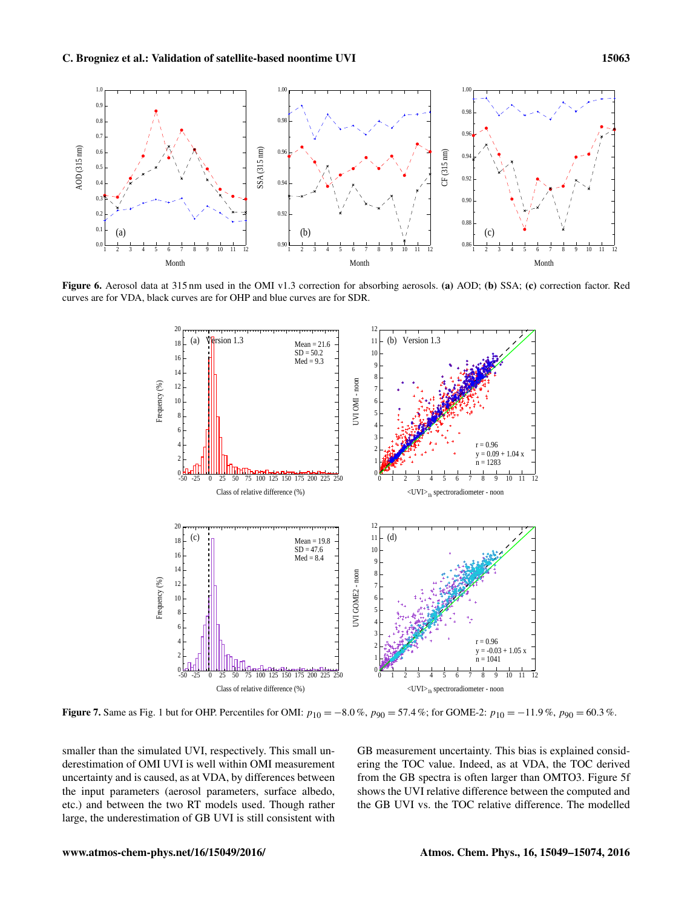**Figure 6.** Aerosol data at 315 nm used in the OMI v1.3 correction for absorbing aerosols. **(a)** AOD; **(b)** SSA; **(c)** correction factor. Red curves are for VDA, black curves are for OHP and blue curves are for SDR.

**Figure 7.** Same as Fig. 1 but for OHP. Percentiles for OMI: $p_{10} = -8.0\,\%$, $p_{90} = 57.4\,\%$; for GOME-2: $p_{10} = -11.9\,\%$, $p_{90} = 60.3\,\%$.

smaller than the simulated UVI, respectively. This small underestimation of OMI UVI is well within OMI measurement uncertainty and is caused, as at VDA, by differences between the input parameters (aerosol parameters, surface albedo, etc.) and between the two RT models used. Though rather large, the underestimation of GB UVI is still consistent with GB measurement uncertainty. This bias is explained considering the TOC value. Indeed, as at VDA, the TOC derived from the GB spectra is often larger than OMTO3. Figure 5f shows the UVI relative difference between the computed and the GB UVI vs. the TOC relative difference. The modelled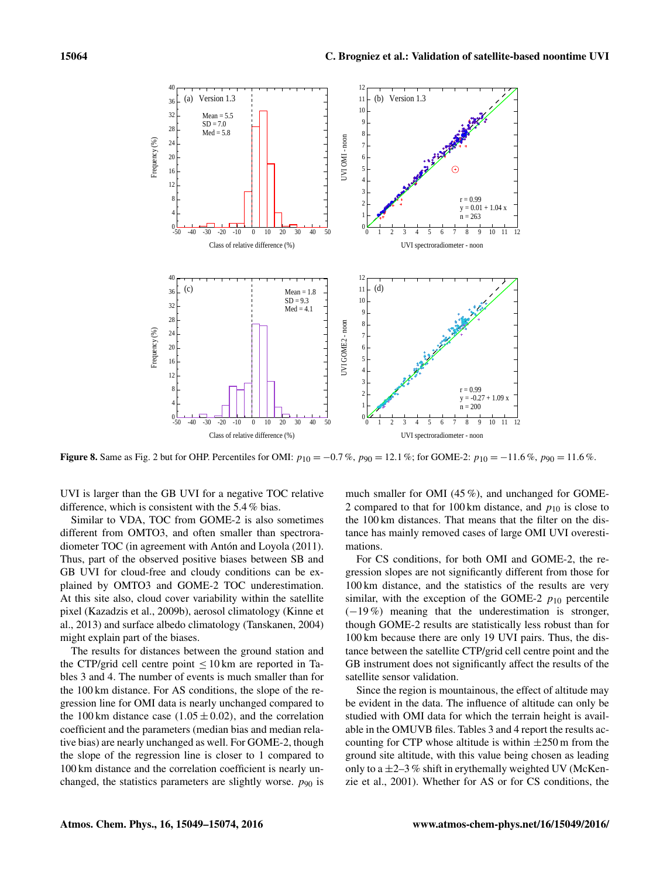Figure 8. Same as Fig. 2 but for OHP. Percentiles for OMI: $p_{10} = -0.7\,\%$, $p_{90} = 12.1\,\%$; for GOME-2: $p_{10} = -11.6\,\%$, $p_{90} = 11.6\,\%$.

UVI is larger than the GB UVI for a negative TOC relative difference, which is consistent with the 5.4 % bias.

Similar to VDA, TOC from GOME-2 is also sometimes different from OMTO3, and often smaller than spectroradiometer TOC (in agreement with Antón and Loyola (2011). Thus, part of the observed positive biases between SB and GB UVI for cloud-free and cloudy conditions can be explained by OMTO3 and GOME-2 TOC underestimation. At this site also, cloud cover variability within the satellite pixel (Kazadzis et al., 2009b), aerosol climatology (Kinne et al., 2013) and surface albedo climatology (Tanskanen, 2004) might explain part of the biases.

The results for distances between the ground station and the CTP/grid cell centre point $\leq 10$ km are reported in Tables 3 and 4. The number of events is much smaller than for the 100 km distance. For AS conditions, the slope of the regression line for OMI data is nearly unchanged compared to the 100 km distance case ($1.05 \pm 0.02$), and the correlation coefficient and the parameters (median bias and median relative bias) are nearly unchanged as well. For GOME-2, though the slope of the regression line is closer to 1 compared to 100 km distance and the correlation coefficient is nearly unchanged, the statistics parameters are slightly worse. $p_{90}$ is much smaller for OMI (45 %), and unchanged for GOME-2 compared to that for 100 km distance, and $p_{10}$ is close to the 100 km distances. That means that the filter on the distance has mainly removed cases of large OMI UVI overestimations.

For CS conditions, for both OMI and GOME-2, the regression slopes are not significantly different from those for 100 km distance, and the statistics of the results are very similar, with the exception of the GOME-2 $p_{10}$ percentile ($-19\,\%$) meaning that the underestimation is stronger, though GOME-2 results are statistically less robust than for 100 km because there are only 19 UVI pairs. Thus, the distance between the satellite CTP/grid cell centre point and the GB instrument does not significantly affect the results of the satellite sensor validation.

Since the region is mountainous, the effect of altitude may be evident in the data. The influence of altitude can only be studied with OMI data for which the terrain height is available in the OMUVB files. Tables 3 and 4 report the results accounting for CTP whose altitude is within $\pm 250$ m from the ground site altitude, with this value being chosen as leading only to a $\pm 2$–$3\,\%$ shift in erythemally weighted UV (McKenzie et al., 2001). Whether for AS or for CS conditions, the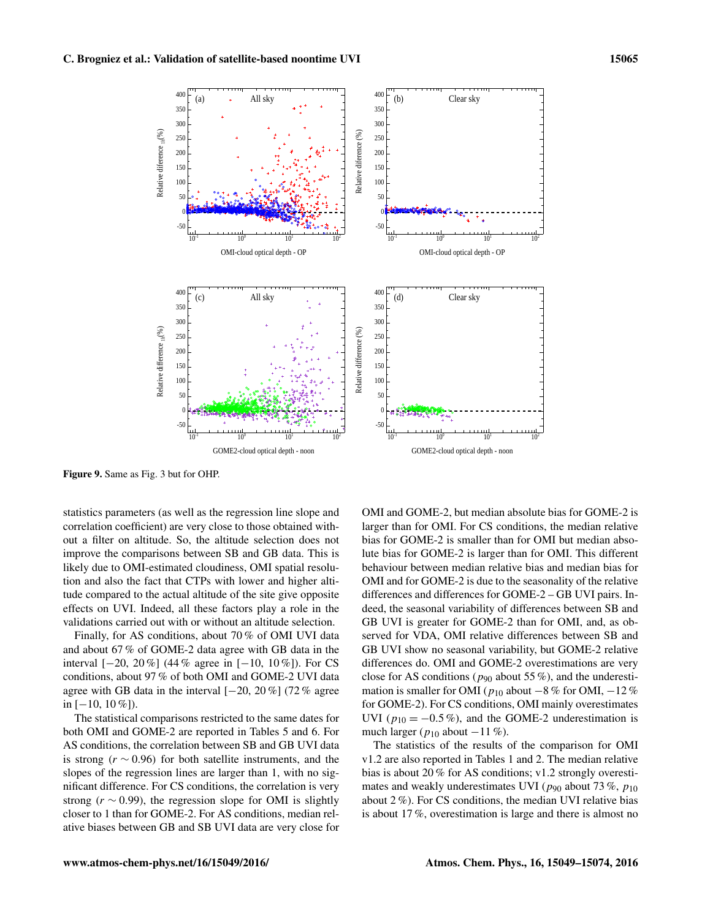Figure 9. Same as Fig. 3 but for OHP.

statistics parameters (as well as the regression line slope and correlation coefficient) are very close to those obtained without a filter on altitude. So, the altitude selection does not improve the comparisons between SB and GB data. This is likely due to OMI-estimated cloudiness, OMI spatial resolution and also the fact that CTPs with lower and higher altitude compared to the actual altitude of the site give opposite effects on UVI. Indeed, all these factors play a role in the validations carried out with or without an altitude selection.

Finally, for AS conditions, about 70 % of OMI UVI data and about 67 % of GOME-2 data agree with GB data in the interval [−20, 20 %] (44 % agree in [−10, 10 %]). For CS conditions, about 97 % of both OMI and GOME-2 UVI data agree with GB data in the interval [−20, 20 %] (72 % agree in [−10, 10 %]).

The statistical comparisons restricted to the same dates for both OMI and GOME-2 are reported in Tables 5 and 6. For AS conditions, the correlation between SB and GB UVI data is strong ($r \sim 0.96$) for both satellite instruments, and the slopes of the regression lines are larger than 1, with no significant difference. For CS conditions, the correlation is very strong ($r \sim 0.99$), the regression slope for OMI is slightly closer to 1 than for GOME-2. For AS conditions, median relative biases between GB and SB UVI data are very close for OMI and GOME-2, but median absolute bias for GOME-2 is larger than for OMI. For CS conditions, the median relative bias for GOME-2 is smaller than for OMI but median absolute bias for GOME-2 is larger than for OMI. This different behaviour between median relative bias and median bias for OMI and for GOME-2 is due to the seasonality of the relative differences and differences for GOME-2 – GB UVI pairs. Indeed, the seasonal variability of differences between SB and GB UVI is greater for GOME-2 than for OMI, and, as observed for VDA, OMI relative differences between SB and GB UVI show no seasonal variability, but GOME-2 relative differences do. OMI and GOME-2 overestimations are very close for AS conditions ($p_{90}$ about 55 %), and the underestimation is smaller for OMI ($p_{10}$ about −8 % for OMI, −12 % for GOME-2). For CS conditions, OMI mainly overestimates UVI ($p_{10} = -0.5$ %), and the GOME-2 underestimation is much larger ($p_{10}$ about −11 %).

The statistics of the results of the comparison for OMI v1.2 are also reported in Tables 1 and 2. The median relative bias is about 20 % for AS conditions; v1.2 strongly overestimates and weakly underestimates UVI ($p_{90}$ about 73 %, $p_{10}$ about 2 %). For CS conditions, the median UVI relative bias is about 17 %, overestimation is large and there is almost no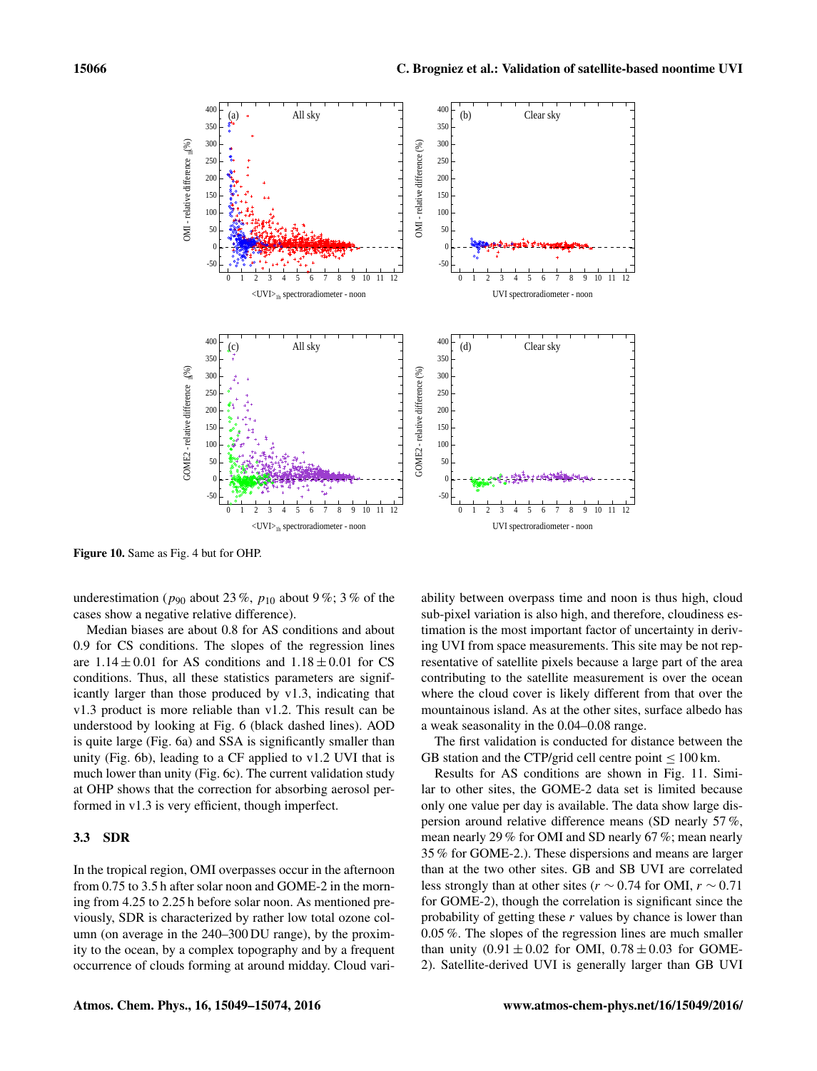Figure 10. Same as Fig. 4 but for OHP.

underestimation ($p_{90}$ about 23 %, $p_{10}$ about 9 %; 3 % of the cases show a negative relative difference).

Median biases are about 0.8 for AS conditions and about 0.9 for CS conditions. The slopes of the regression lines are $1.14 \pm 0.01$ for AS conditions and $1.18 \pm 0.01$ for CS conditions. Thus, all these statistics parameters are significantly larger than those produced by v1.3, indicating that v1.3 product is more reliable than v1.2. This result can be understood by looking at Fig. 6 (black dashed lines). AOD is quite large (Fig. 6a) and SSA is significantly smaller than unity (Fig. 6b), leading to a CF applied to v1.2 UVI that is much lower than unity (Fig. 6c). The current validation study at OHP shows that the correction for absorbing aerosol performed in v1.3 is very efficient, though imperfect.

### 3.3 SDR

In the tropical region, OMI overpasses occur in the afternoon from 0.75 to 3.5 h after solar noon and GOME-2 in the morning from 4.25 to 2.25 h before solar noon. As mentioned previously, SDR is characterized by rather low total ozone column (on average in the 240–300 DU range), by the proximity to the ocean, by a complex topography and by a frequent occurrence of clouds forming at around midday. Cloud variability between overpass time and noon is thus high, cloud sub-pixel variation is also high, and therefore, cloudiness estimation is the most important factor of uncertainty in deriving UVI from space measurements. This site may be not representative of satellite pixels because a large part of the area contributing to the satellite measurement is over the ocean where the cloud cover is likely different from that over the mountainous island. As at the other sites, surface albedo has a weak seasonality in the 0.04–0.08 range.

The first validation is conducted for distance between the GB station and the CTP/grid cell centre point $\leq 100$ km.

Results for AS conditions are shown in Fig. 11. Similar to other sites, the GOME-2 data set is limited because only one value per day is available. The data show large dispersion around relative difference means (SD nearly 57 %, mean nearly 29 % for OMI and SD nearly 67 %; mean nearly 35 % for GOME-2.). These dispersions and means are larger than at the two other sites. GB and SB UVI are correlated less strongly than at other sites ($r \sim 0.74$ for OMI, $r \sim 0.71$ for GOME-2), though the correlation is significant since the probability of getting these $r$ values by chance is lower than 0.05 %. The slopes of the regression lines are much smaller than unity ($0.91 \pm 0.02$ for OMI, $0.78 \pm 0.03$ for GOME-2). Satellite-derived UVI is generally larger than GB UVI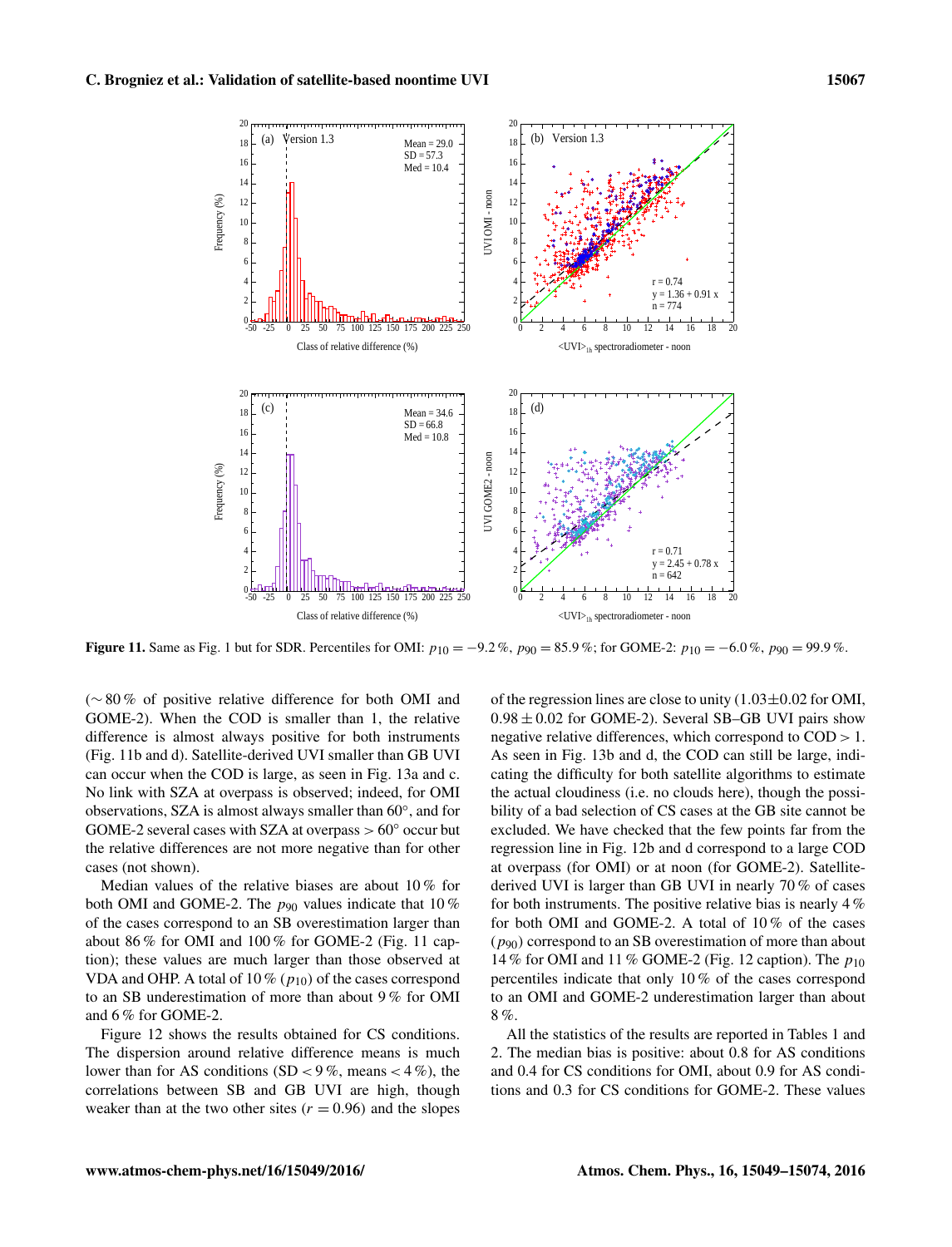**Figure 11.** Same as Fig. 1 but for SDR. Percentiles for OMI: $p_{10} = -9.2\,\%$, $p_{90} = 85.9\,\%$; for GOME-2: $p_{10} = -6.0\,\%$, $p_{90} = 99.9\,\%$.

(∼ 80 % of positive relative difference for both OMI and GOME-2). When the COD is smaller than 1, the relative difference is almost always positive for both instruments (Fig. 11b and d). Satellite-derived UVI smaller than GB UVI can occur when the COD is large, as seen in Fig. 13a and c. No link with SZA at overpass is observed; indeed, for OMI observations, SZA is almost always smaller than 60°, and for GOME-2 several cases with SZA at overpass > 60° occur but the relative differences are not more negative than for other cases (not shown).

Median values of the relative biases are about 10 % for both OMI and GOME-2. The $p_{90}$ values indicate that 10 % of the cases correspond to an SB overestimation larger than about 86 % for OMI and 100 % for GOME-2 (Fig. 11 caption); these values are much larger than those observed at VDA and OHP. A total of 10 % ($p_{10}$) of the cases correspond to an SB underestimation of more than about 9 % for OMI and 6 % for GOME-2.

Figure 12 shows the results obtained for CS conditions. The dispersion around relative difference means is much lower than for AS conditions (SD < 9 %, means < 4 %), the correlations between SB and GB UVI are high, though weaker than at the two other sites ($r = 0.96$) and the slopes of the regression lines are close to unity ($1.03 \pm 0.02$ for OMI, $0.98 \pm 0.02$ for GOME-2). Several SB–GB UVI pairs show negative relative differences, which correspond to COD > 1. As seen in Fig. 13b and d, the COD can still be large, indicating the difficulty for both satellite algorithms to estimate the actual cloudiness (i.e. no clouds here), though the possibility of a bad selection of CS cases at the GB site cannot be excluded. We have checked that the few points far from the regression line in Fig. 12b and d correspond to a large COD at overpass (for OMI) or at noon (for GOME-2). Satellite-derived UVI is larger than GB UVI in nearly 70 % of cases for both instruments. The positive relative bias is nearly 4 % for both OMI and GOME-2. A total of 10 % of the cases ($p_{90}$) correspond to an SB overestimation of more than about 14 % for OMI and 11 % GOME-2 (Fig. 12 caption). The $p_{10}$ percentiles indicate that only 10 % of the cases correspond to an OMI and GOME-2 underestimation larger than about 8 %.

All the statistics of the results are reported in Tables 1 and 2. The median bias is positive: about 0.8 for AS conditions and 0.4 for CS conditions for OMI, about 0.9 for AS conditions and 0.3 for CS conditions for GOME-2. These values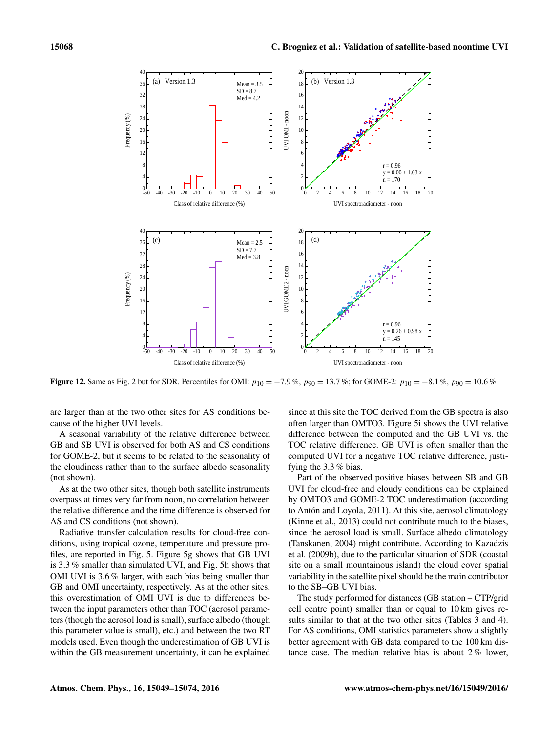**Figure 12.** Same as Fig. 2 but for SDR. Percentiles for OMI: $p_{10} = -7.9\,\%$, $p_{90} = 13.7\,\%$; for GOME-2: $p_{10} = -8.1\,\%$, $p_{90} = 10.6\,\%$.

are larger than at the two other sites for AS conditions because of the higher UVI levels.

A seasonal variability of the relative difference between GB and SB UVI is observed for both AS and CS conditions for GOME-2, but it seems to be related to the seasonality of the cloudiness rather than to the surface albedo seasonality (not shown).

As at the two other sites, though both satellite instruments overpass at times very far from noon, no correlation between the relative difference and the time difference is observed for AS and CS conditions (not shown).

Radiative transfer calculation results for cloud-free conditions, using tropical ozone, temperature and pressure profiles, are reported in Fig. 5. Figure 5g shows that GB UVI is 3.3 % smaller than simulated UVI, and Fig. 5h shows that OMI UVI is 3.6 % larger, with each bias being smaller than GB and OMI uncertainty, respectively. As at the other sites, this overestimation of OMI UVI is due to differences between the input parameters other than TOC (aerosol parameters (though the aerosol load is small), surface albedo (though this parameter value is small), etc.) and between the two RT models used. Even though the underestimation of GB UVI is within the GB measurement uncertainty, it can be explained since at this site the TOC derived from the GB spectra is also often larger than OMTO3. Figure 5i shows the UVI relative difference between the computed and the GB UVI vs. the TOC relative difference. GB UVI is often smaller than the computed UVI for a negative TOC relative difference, justifying the 3.3 % bias.

Part of the observed positive biases between SB and GB UVI for cloud-free and cloudy conditions can be explained by OMTO3 and GOME-2 TOC underestimation (according to Antón and Loyola, 2011). At this site, aerosol climatology (Kinne et al., 2013) could not contribute much to the biases, since the aerosol load is small. Surface albedo climatology (Tanskanen, 2004) might contribute. According to Kazadzis et al. (2009b), due to the particular situation of SDR (coastal site on a small mountainous island) the cloud cover spatial variability in the satellite pixel should be the main contributor to the SB–GB UVI bias.

The study performed for distances (GB station – CTP/grid cell centre point) smaller than or equal to 10 km gives results similar to that at the two other sites (Tables 3 and 4). For AS conditions, OMI statistics parameters show a slightly better agreement with GB data compared to the 100 km distance case. The median relative bias is about 2 % lower,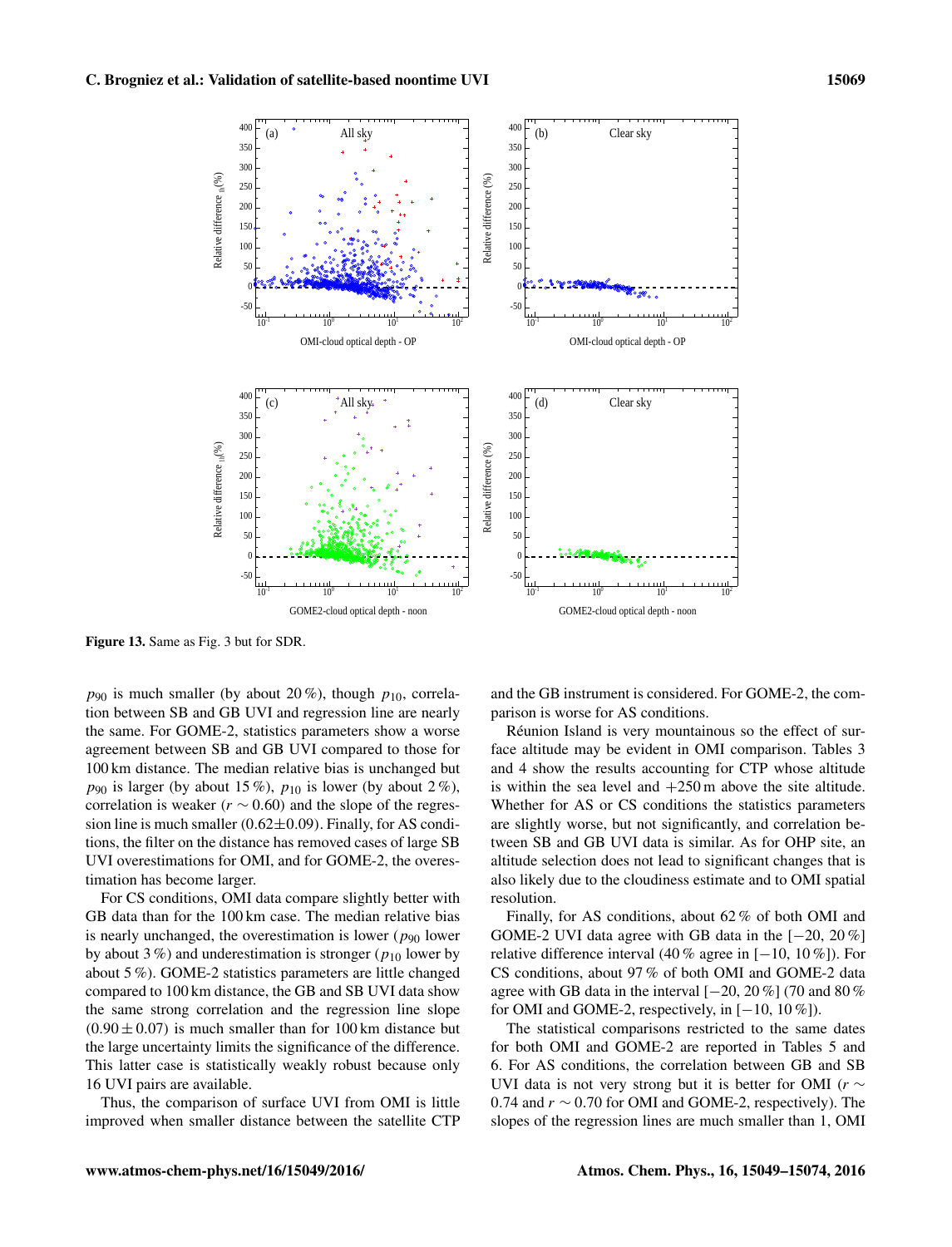Figure 13. Same as Fig. 3 but for SDR.

$p_{90}$ is much smaller (by about 20 %), though $p_{10}$, correlation between SB and GB UVI and regression line are nearly the same. For GOME-2, statistics parameters show a worse agreement between SB and GB UVI compared to those for 100 km distance. The median relative bias is unchanged but $p_{90}$ is larger (by about 15 %), $p_{10}$ is lower (by about 2 %), correlation is weaker ($r \sim 0.60$) and the slope of the regression line is much smaller ($0.62 \pm 0.09$). Finally, for AS conditions, the filter on the distance has removed cases of large SB UVI overestimations for OMI, and for GOME-2, the overestimation has become larger.

For CS conditions, OMI data compare slightly better with GB data than for the 100 km case. The median relative bias is nearly unchanged, the overestimation is lower ($p_{90}$ lower by about 3 %) and underestimation is stronger ($p_{10}$ lower by about 5 %). GOME-2 statistics parameters are little changed compared to 100 km distance, the GB and SB UVI data show the same strong correlation and the regression line slope ($0.90 \pm 0.07$) is much smaller than for 100 km distance but the large uncertainty limits the significance of the difference. This latter case is statistically weakly robust because only 16 UVI pairs are available.

Thus, the comparison of surface UVI from OMI is little improved when smaller distance between the satellite CTP and the GB instrument is considered. For GOME-2, the comparison is worse for AS conditions.

Réunion Island is very mountainous so the effect of surface altitude may be evident in OMI comparison. Tables 3 and 4 show the results accounting for CTP whose altitude is within the sea level and +250 m above the site altitude. Whether for AS or CS conditions the statistics parameters are slightly worse, but not significantly, and correlation between SB and GB UVI data is similar. As for OHP site, an altitude selection does not lead to significant changes that is also likely due to the cloudiness estimate and to OMI spatial resolution.

Finally, for AS conditions, about 62 % of both OMI and GOME-2 UVI data agree with GB data in the [−20, 20 %] relative difference interval (40 % agree in [−10, 10 %]). For CS conditions, about 97 % of both OMI and GOME-2 data agree with GB data in the interval [−20, 20 %] (70 and 80 % for OMI and GOME-2, respectively, in [−10, 10 %]).

The statistical comparisons restricted to the same dates for both OMI and GOME-2 are reported in Tables 5 and 6. For AS conditions, the correlation between GB and SB UVI data is not very strong but it is better for OMI ($r \sim 0.74$ and $r \sim 0.70$ for OMI and GOME-2, respectively). The slopes of the regression lines are much smaller than 1, OMI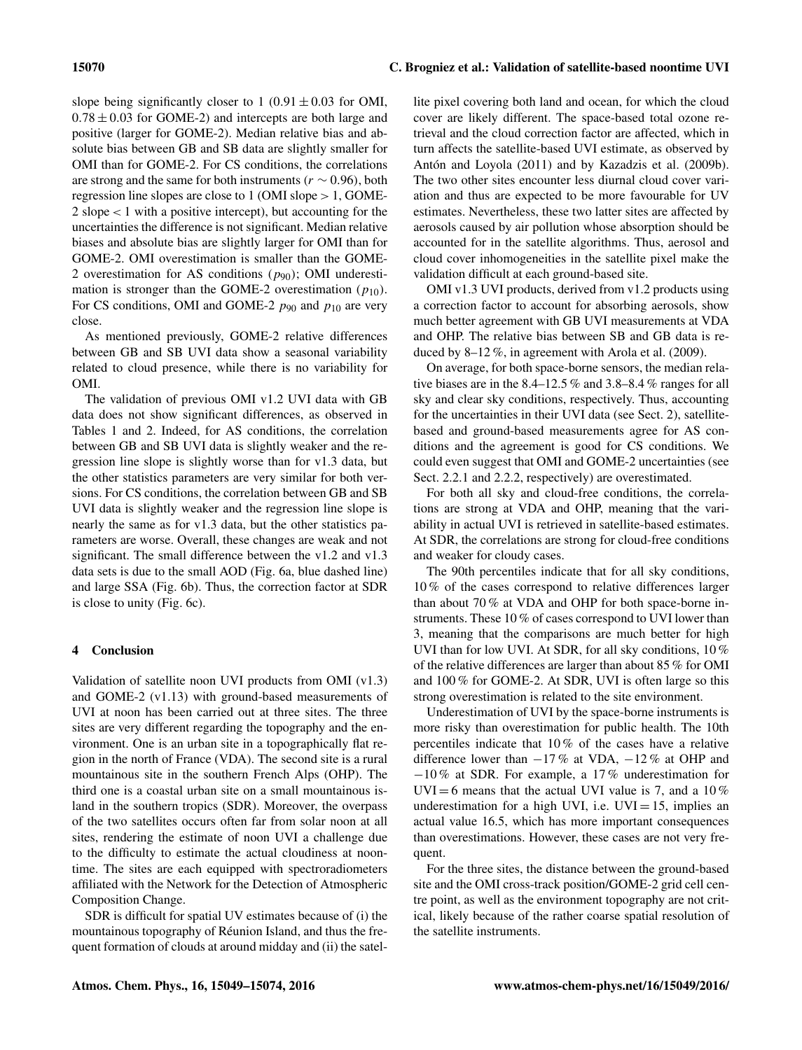slope being significantly closer to 1 ($0.91 \pm 0.03$ for OMI, $0.78 \pm 0.03$ for GOME-2) and intercepts are both large and positive (larger for GOME-2). Median relative bias and absolute bias between GB and SB data are slightly smaller for OMI than for GOME-2. For CS conditions, the correlations are strong and the same for both instruments ($r \sim 0.96$), both regression line slopes are close to 1 (OMI slope > 1, GOME-2 slope < 1 with a positive intercept), but accounting for the uncertainties the difference is not significant. Median relative biases and absolute bias are slightly larger for OMI than for GOME-2. OMI overestimation is smaller than the GOME-2 overestimation for AS conditions ($p_{90}$); OMI underestimation is stronger than the GOME-2 overestimation ($p_{10}$). For CS conditions, OMI and GOME-2 $p_{90}$ and $p_{10}$ are very close.

As mentioned previously, GOME-2 relative differences between GB and SB UVI data show a seasonal variability related to cloud presence, while there is no variability for OMI.

The validation of previous OMI v1.2 UVI data with GB data does not show significant differences, as observed in Tables 1 and 2. Indeed, for AS conditions, the correlation between GB and SB UVI data is slightly weaker and the regression line slope is slightly worse than for v1.3 data, but the other statistics parameters are very similar for both versions. For CS conditions, the correlation between GB and SB UVI data is slightly weaker and the regression line slope is nearly the same as for v1.3 data, but the other statistics parameters are worse. Overall, these changes are weak and not significant. The small difference between the v1.2 and v1.3 data sets is due to the small AOD (Fig. 6a, blue dashed line) and large SSA (Fig. 6b). Thus, the correction factor at SDR is close to unity (Fig. 6c).

## 4 Conclusion

Validation of satellite noon UVI products from OMI (v1.3) and GOME-2 (v1.13) with ground-based measurements of UVI at noon has been carried out at three sites. The three sites are very different regarding the topography and the environment. One is an urban site in a topographically flat region in the north of France (VDA). The second site is a rural mountainous site in the southern French Alps (OHP). The third one is a coastal urban site on a small mountainous island in the southern tropics (SDR). Moreover, the overpass of the two satellites occurs often far from solar noon at all sites, rendering the estimate of noon UVI a challenge due to the difficulty to estimate the actual cloudiness at noontime. The sites are each equipped with spectroradiometers affiliated with the Network for the Detection of Atmospheric Composition Change.

SDR is difficult for spatial UV estimates because of (i) the mountainous topography of Réunion Island, and thus the frequent formation of clouds at around midday and (ii) the satellite pixel covering both land and ocean, for which the cloud cover are likely different. The space-based total ozone retrieval and the cloud correction factor are affected, which in turn affects the satellite-based UVI estimate, as observed by Antón and Loyola (2011) and by Kazadzis et al. (2009b). The two other sites encounter less diurnal cloud cover variation and thus are expected to be more favourable for UV estimates. Nevertheless, these two latter sites are affected by aerosols caused by air pollution whose absorption should be accounted for in the satellite algorithms. Thus, aerosol and cloud cover inhomogeneities in the satellite pixel make the validation difficult at each ground-based site.

OMI v1.3 UVI products, derived from v1.2 products using a correction factor to account for absorbing aerosols, show much better agreement with GB UVI measurements at VDA and OHP. The relative bias between SB and GB data is reduced by 8–12 %, in agreement with Arola et al. (2009).

On average, for both space-borne sensors, the median relative biases are in the 8.4–12.5 % and 3.8–8.4 % ranges for all sky and clear sky conditions, respectively. Thus, accounting for the uncertainties in their UVI data (see Sect. 2), satellite-based and ground-based measurements agree for AS conditions and the agreement is good for CS conditions. We could even suggest that OMI and GOME-2 uncertainties (see Sect. 2.2.1 and 2.2.2, respectively) are overestimated.

For both all sky and cloud-free conditions, the correlations are strong at VDA and OHP, meaning that the variability in actual UVI is retrieved in satellite-based estimates. At SDR, the correlations are strong for cloud-free conditions and weaker for cloudy cases.

The 90th percentiles indicate that for all sky conditions, 10 % of the cases correspond to relative differences larger than about 70 % at VDA and OHP for both space-borne instruments. These 10 % of cases correspond to UVI lower than 3, meaning that the comparisons are much better for high UVI than for low UVI. At SDR, for all sky conditions, 10 % of the relative differences are larger than about 85 % for OMI and 100 % for GOME-2. At SDR, UVI is often large so this strong overestimation is related to the site environment.

Underestimation of UVI by the space-borne instruments is more risky than overestimation for public health. The 10th percentiles indicate that 10 % of the cases have a relative difference lower than −17 % at VDA, −12 % at OHP and −10 % at SDR. For example, a 17 % underestimation for UVI = 6 means that the actual UVI value is 7, and a 10 % underestimation for a high UVI, i.e. UVI = 15, implies an actual value 16.5, which has more important consequences than overestimations. However, these cases are not very frequent.

For the three sites, the distance between the ground-based site and the OMI cross-track position/GOME-2 grid cell centre point, as well as the environment topography are not critical, likely because of the rather coarse spatial resolution of the satellite instruments.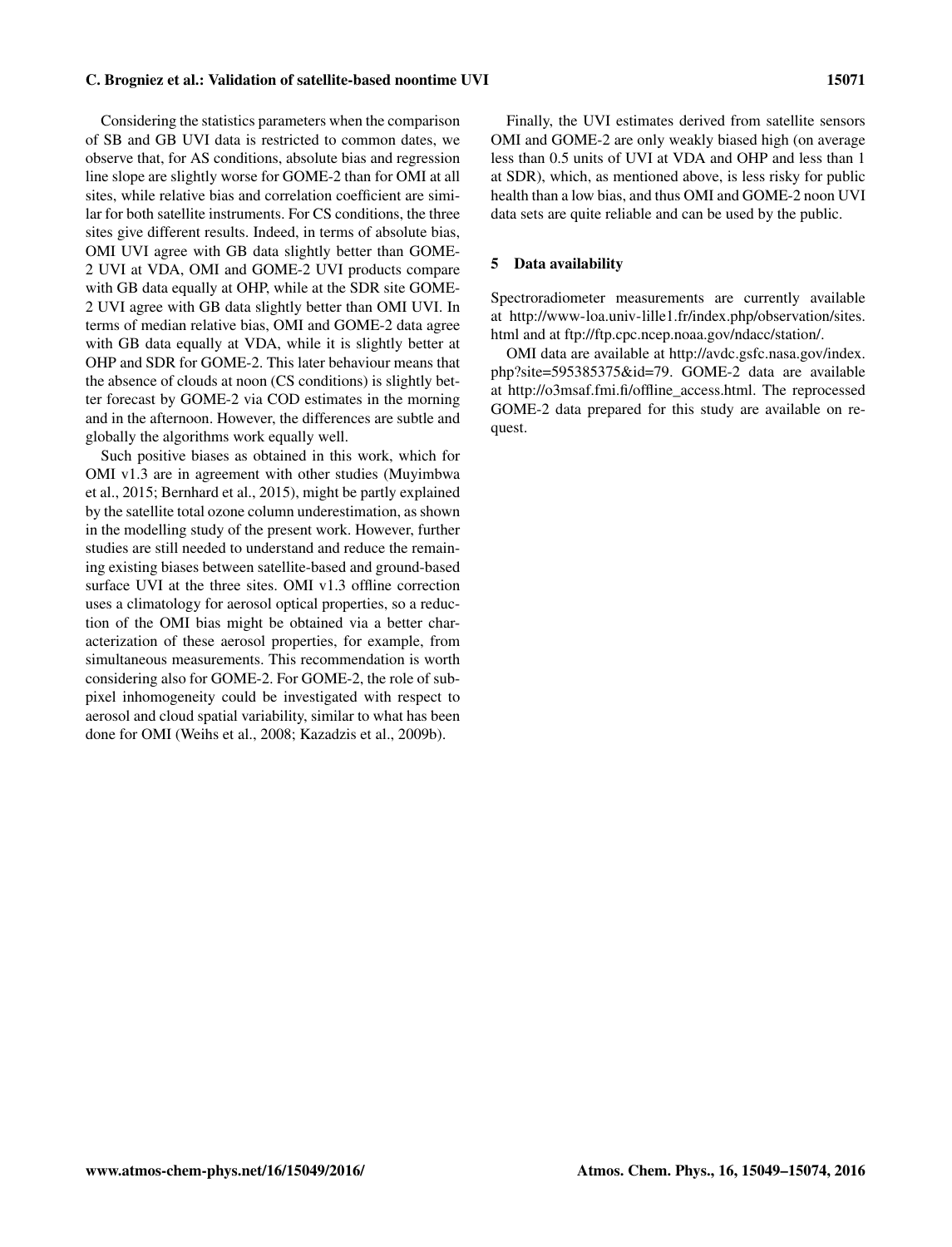Considering the statistics parameters when the comparison of SB and GB UVI data is restricted to common dates, we observe that, for AS conditions, absolute bias and regression line slope are slightly worse for GOME-2 than for OMI at all sites, while relative bias and correlation coefficient are similar for both satellite instruments. For CS conditions, the three sites give different results. Indeed, in terms of absolute bias, OMI UVI agree with GB data slightly better than GOME-2 UVI at VDA, OMI and GOME-2 UVI products compare with GB data equally at OHP, while at the SDR site GOME-2 UVI agree with GB data slightly better than OMI UVI. In terms of median relative bias, OMI and GOME-2 data agree with GB data equally at VDA, while it is slightly better at OHP and SDR for GOME-2. This later behaviour means that the absence of clouds at noon (CS conditions) is slightly better forecast by GOME-2 via COD estimates in the morning and in the afternoon. However, the differences are subtle and globally the algorithms work equally well.

Such positive biases as obtained in this work, which for OMI v1.3 are in agreement with other studies (Muyimbwa et al., 2015; Bernhard et al., 2015), might be partly explained by the satellite total ozone column underestimation, as shown in the modelling study of the present work. However, further studies are still needed to understand and reduce the remaining existing biases between satellite-based and ground-based surface UVI at the three sites. OMI v1.3 offline correction uses a climatology for aerosol optical properties, so a reduction of the OMI bias might be obtained via a better characterization of these aerosol properties, for example, from simultaneous measurements. This recommendation is worth considering also for GOME-2. For GOME-2, the role of sub-pixel inhomogeneity could be investigated with respect to aerosol and cloud spatial variability, similar to what has been done for OMI (Weihs et al., 2008; Kazadzis et al., 2009b).

Finally, the UVI estimates derived from satellite sensors OMI and GOME-2 are only weakly biased high (on average less than 0.5 units of UVI at VDA and OHP and less than 1 at SDR), which, as mentioned above, is less risky for public health than a low bias, and thus OMI and GOME-2 noon UVI data sets are quite reliable and can be used by the public.

## 5 Data availability

Spectroradiometer measurements are currently available at http://www-loa.univ-lille1.fr/index.php/observation/sites.html and at ftp://ftp.cpc.ncep.noaa.gov/ndacc/station/.

OMI data are available at http://avdc.gsfc.nasa.gov/index.php?site=595385375&id=79. GOME-2 data are available at http://o3msaf.fmi.fi/offline_access.html. The reprocessed GOME-2 data prepared for this study are available on request.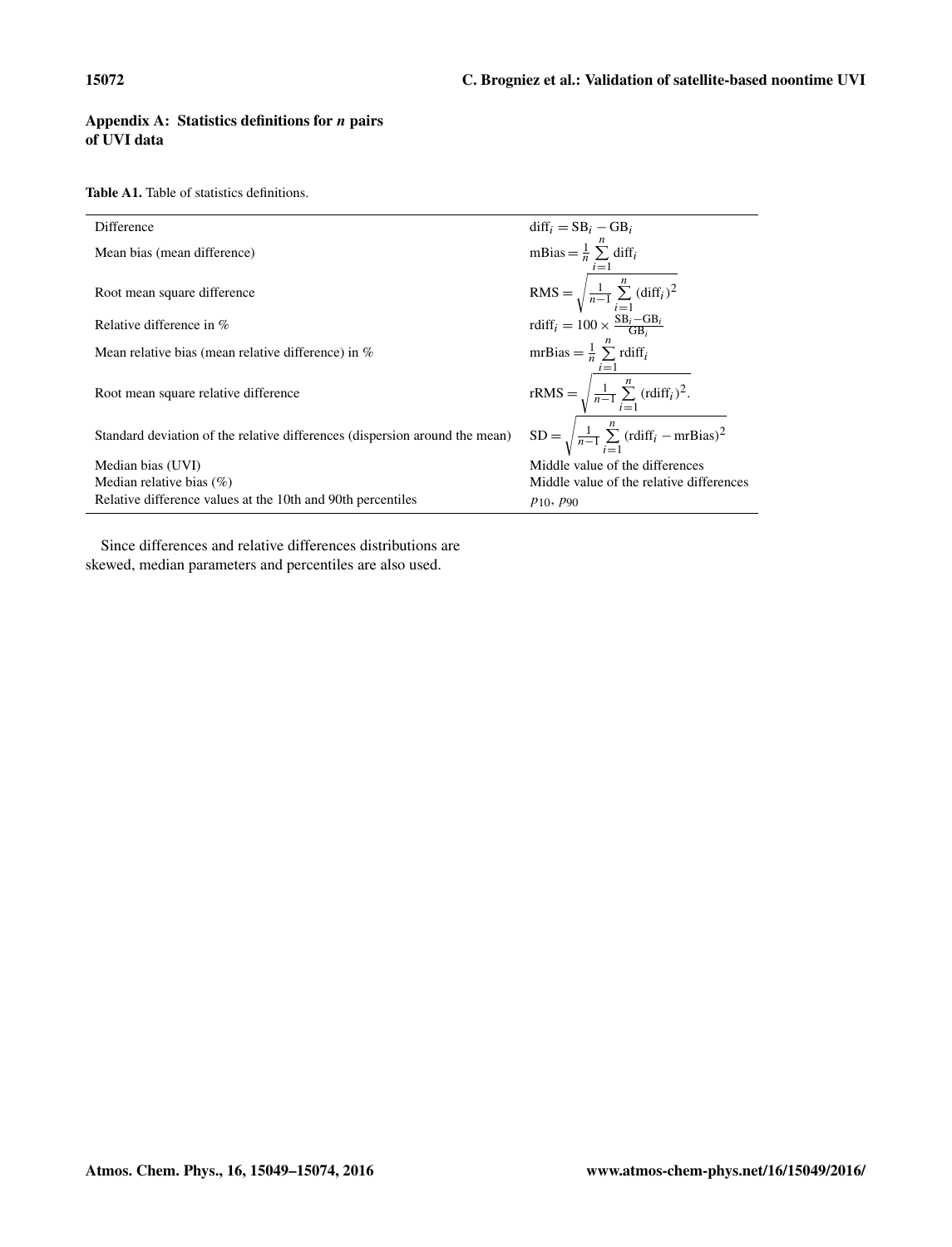## Appendix A: Statistics definitions for *n* pairs of UVI data

**Table A1.** Table of statistics definitions.

| | |
|---|---|
| Difference | $\mathrm{diff}_i = \mathrm{SB}_i - \mathrm{GB}_i$ |
| Mean bias (mean difference) | $\mathrm{mBias} = \frac{1}{n}\sum_{i=1}^{n} \mathrm{diff}_i$ |
| Root mean square difference | $\mathrm{RMS} = \sqrt{\frac{1}{n-1}\sum_{i=1}^{n} (\mathrm{diff}_i)^2}$ |
| Relative difference in % | $\mathrm{rdiff}_i = 100 \times \frac{\mathrm{SB}_i - \mathrm{GB}_i}{\mathrm{GB}_i}$ |
| Mean relative bias (mean relative difference) in % | $\mathrm{mrBias} = \frac{1}{n}\sum_{i=1}^{n} \mathrm{rdiff}_i$ |
| Root mean square relative difference | $\mathrm{rRMS} = \sqrt{\frac{1}{n-1}\sum_{i=1}^{n} (\mathrm{rdiff}_i)^2}.$ |
| Standard deviation of the relative differences (dispersion around the mean) | $\mathrm{SD} = \sqrt{\frac{1}{n-1}\sum_{i=1}^{n} (\mathrm{rdiff}_i - \mathrm{mrBias})^2}$ |
| Median bias (UVI) | Middle value of the differences |
| Median relative bias (%) | Middle value of the relative differences |
| Relative difference values at the 10th and 90th percentiles | $p_{10}$, $p_{90}$ |

Since differences and relative differences distributions are skewed, median parameters and percentiles are also used.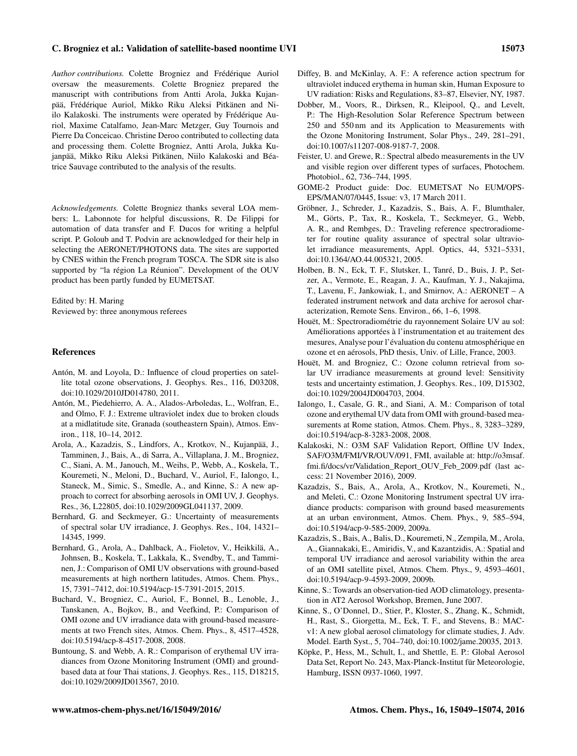*Author contributions.* Colette Brogniez and Frédérique Auriol oversaw the measurements. Colette Brogniez prepared the manuscript with contributions from Antti Arola, Jukka Kujanpää, Frédérique Auriol, Mikko Riku Aleksi Pitkänen and Niilo Kalakoski. The instruments were operated by Frédérique Auriol, Maxime Catalfamo, Jean-Marc Metzger, Guy Tournois and Pierre Da Conceicao. Christine Deroo contributed to collecting data and processing them. Colette Brogniez, Antti Arola, Jukka Kujanpää, Mikko Riku Aleksi Pitkänen, Niilo Kalakoski and Béatrice Sauvage contributed to the analysis of the results.

*Acknowledgements.* Colette Brogniez thanks several LOA members: L. Labonnote for helpful discussions, R. De Filippi for automation of data transfer and F. Ducos for writing a helpful script. P. Goloub and T. Podvin are acknowledged for their help in selecting the AERONET/PHOTONS data. The sites are supported by CNES within the French program TOSCA. The SDR site is also supported by "la région La Réunion". Development of the OUV product has been partly funded by EUMETSAT.

Edited by: H. Maring
Reviewed by: three anonymous referees

## References

Antón, M. and Loyola, D.: Influence of cloud properties on satellite total ozone observations, J. Geophys. Res., 116, D03208, doi:10.1029/2010JD014780, 2011.

Antón, M., Piedehierro, A. A., Alados-Arboledas, L., Wolfran, E., and Olmo, F. J.: Extreme ultraviolet index due to broken clouds at a midlatitude site, Granada (southeastern Spain), Atmos. Environ., 118, 10–14, 2012.

Arola, A., Kazadzis, S., Lindfors, A., Krotkov, N., Kujanpää, J., Tamminen, J., Bais, A., di Sarra, A., Villaplana, J. M., Brogniez, C., Siani, A. M., Janouch, M., Weihs, P., Webb, A., Koskela, T., Kouremeti, N., Meloni, D., Buchard, V., Auriol, F., Ialongo, I., Staneck, M., Simic, S., Smedle, A., and Kinne, S.: A new approach to correct for absorbing aerosols in OMI UV, J. Geophys. Res., 36, L22805, doi:10.1029/2009GL041137, 2009.

Bernhard, G. and Seckmeyer, G.: Uncertainty of measurements of spectral solar UV irradiance, J. Geophys. Res., 104, 14321–14345, 1999.

Bernhard, G., Arola, A., Dahlback, A., Fioletov, V., Heikkilä, A., Johnsen, B., Koskela, T., Lakkala, K., Svendby, T., and Tamminen, J.: Comparison of OMI UV observations with ground-based measurements at high northern latitudes, Atmos. Chem. Phys., 15, 7391–7412, doi:10.5194/acp-15-7391-2015, 2015.

Buchard, V., Brogniez, C., Auriol, F., Bonnel, B., Lenoble, J., Tanskanen, A., Bojkov, B., and Veefkind, P.: Comparison of OMI ozone and UV irradiance data with ground-based measurements at two French sites, Atmos. Chem. Phys., 8, 4517–4528, doi:10.5194/acp-8-4517-2008, 2008.

Buntoung, S. and Webb, A. R.: Comparison of erythemal UV irradiances from Ozone Monitoring Instrument (OMI) and ground-based data at four Thai stations, J. Geophys. Res., 115, D18215, doi:10.1029/2009JD013567, 2010.

Diffey, B. and McKinlay, A. F.: A reference action spectrum for ultraviolet induced erythema in human skin, Human Exposure to UV radiation: Risks and Regulations, 83–87, Elsevier, NY, 1987.

Dobber, M., Voors, R., Dirksen, R., Kleipool, Q., and Levelt, P.: The High-Resolution Solar Reference Spectrum between 250 and 550 nm and its Application to Measurements with the Ozone Monitoring Instrument, Solar Phys., 249, 281–291, doi:10.1007/s11207-008-9187-7, 2008.

Feister, U. and Grewe, R.: Spectral albedo measurements in the UV and visible region over different types of surfaces, Photochem. Photobiol., 62, 736–744, 1995.

GOME-2 Product guide: Doc. EUMETSAT No EUM/OPS-EPS/MAN/07/0445, Issue: v3, 17 March 2011.

Gröbner, J., Schreder, J., Kazadzis, S., Bais, A. F., Blumthaler, M., Görts, P., Tax, R., Koskela, T., Seckmeyer, G., Webb, A. R., and Rembges, D.: Traveling reference spectroradiometer for routine quality assurance of spectral solar ultraviolet irradiance measurements, Appl. Optics, 44, 5321–5331, doi:10.1364/AO.44.005321, 2005.

Holben, B. N., Eck, T. F., Slutsker, I., Tanré, D., Buis, J. P., Setzer, A., Vermote, E., Reagan, J. A., Kaufman, Y. J., Nakajima, T., Lavenu, F., Jankowiak, I., and Smirnov, A.: AERONET – A federated instrument network and data archive for aerosol characterization, Remote Sens. Environ., 66, 1–6, 1998.

Houët, M.: Spectroradiométrie du rayonnement Solaire UV au sol: Améliorations apportées à l'instrumentation et au traitement des mesures, Analyse pour l'évaluation du contenu atmosphérique en ozone et en aérosols, PhD thesis, Univ. of Lille, France, 2003.

Houët, M. and Brogniez, C.: Ozone column retrieval from solar UV irradiance measurements at ground level: Sensitivity tests and uncertainty estimation, J. Geophys. Res., 109, D15302, doi:10.1029/2004JD004703, 2004.

Ialongo, I., Casale, G. R., and Siani, A. M.: Comparison of total ozone and erythemal UV data from OMI with ground-based measurements at Rome station, Atmos. Chem. Phys., 8, 3283–3289, doi:10.5194/acp-8-3283-2008, 2008.

Kalakoski, N.: O3M SAF Validation Report, Offline UV Index, SAF/O3M/FMI/VR/OUV/091, FMI, available at: http://o3msaf.fmi.fi/docs/vr/Validation_Report_OUV_Feb_2009.pdf (last access: 21 November 2016), 2009.

Kazadzis, S., Bais, A., Arola, A., Krotkov, N., Kouremeti, N., and Meleti, C.: Ozone Monitoring Instrument spectral UV irradiance products: comparison with ground based measurements at an urban environment, Atmos. Chem. Phys., 9, 585–594, doi:10.5194/acp-9-585-2009, 2009a.

Kazadzis, S., Bais, A., Balis, D., Kouremeti, N., Zempila, M., Arola, A., Giannakaki, E., Amiridis, V., and Kazantzidis, A.: Spatial and temporal UV irradiance and aerosol variability within the area of an OMI satellite pixel, Atmos. Chem. Phys., 9, 4593–4601, doi:10.5194/acp-9-4593-2009, 2009b.

Kinne, S.: Towards an observation-tied AOD climatology, presentation in AT2 Aerosol Workshop, Bremen, June 2007.

Kinne, S., O'Donnel, D., Stier, P., Kloster, S., Zhang, K., Schmidt, H., Rast, S., Giorgetta, M., Eck, T. F., and Stevens, B.: MAC-v1: A new global aerosol climatology for climate studies, J. Adv. Model. Earth Syst., 5, 704–740, doi:10.1002/jame.20035, 2013.

Köpke, P., Hess, M., Schult, I., and Shettle, E. P.: Global Aerosol Data Set, Report No. 243, Max-Planck-Institut für Meteorologie, Hamburg, ISSN 0937-1060, 1997.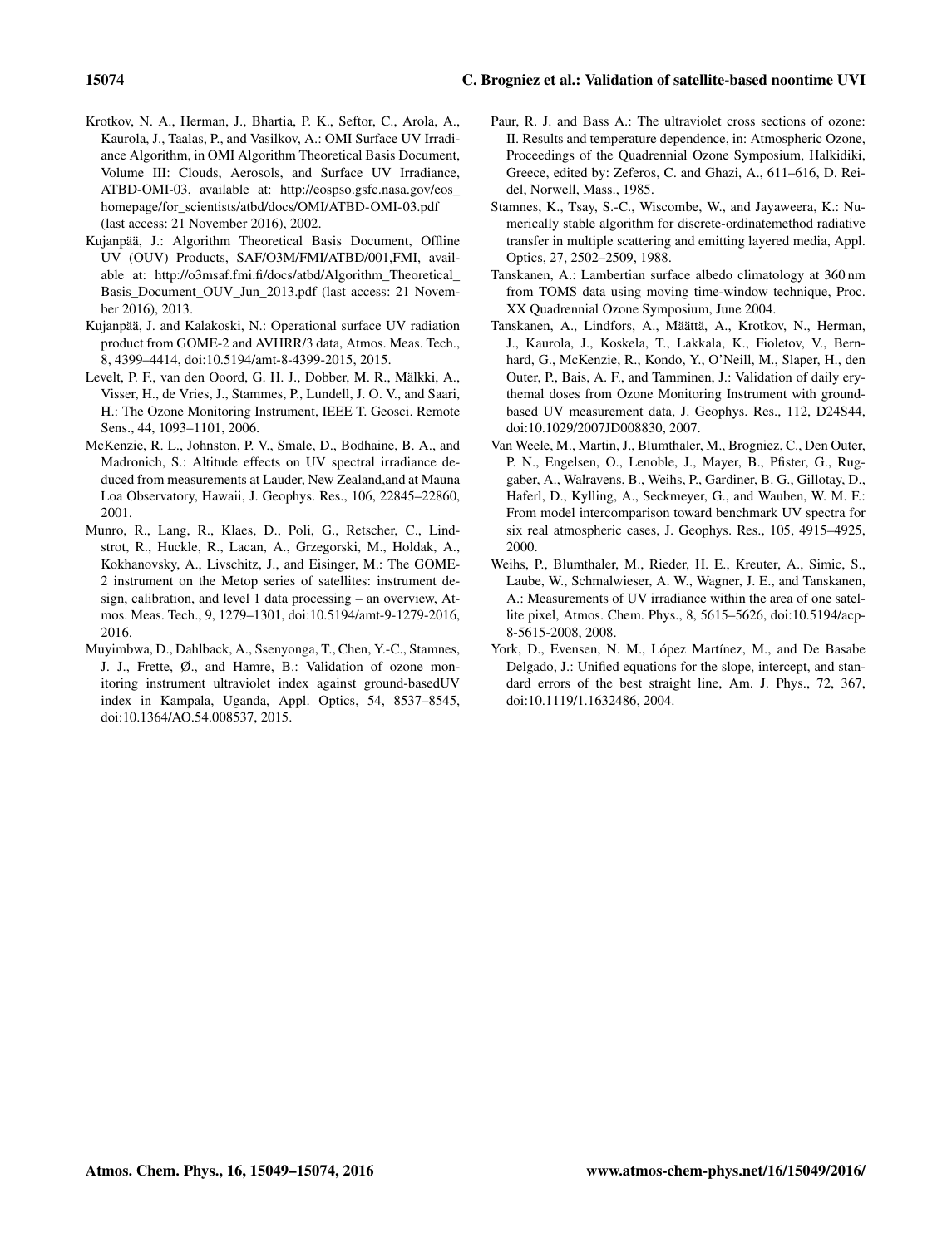Krotkov, N. A., Herman, J., Bhartia, P. K., Seftor, C., Arola, A., Kaurola, J., Taalas, P., and Vasilkov, A.: OMI Surface UV Irradiance Algorithm, in OMI Algorithm Theoretical Basis Document, Volume III: Clouds, Aerosols, and Surface UV Irradiance, ATBD-OMI-03, available at: http://eospso.gsfc.nasa.gov/eos_homepage/for_scientists/atbd/docs/OMI/ATBD-OMI-03.pdf (last access: 21 November 2016), 2002.

Kujanpää, J.: Algorithm Theoretical Basis Document, Offline UV (OUV) Products, SAF/O3M/FMI/ATBD/001,FMI, available at: http://o3msaf.fmi.fi/docs/atbd/Algorithm_Theoretical_Basis_Document_OUV_Jun_2013.pdf (last access: 21 November 2016), 2013.

Kujanpää, J. and Kalakoski, N.: Operational surface UV radiation product from GOME-2 and AVHRR/3 data, Atmos. Meas. Tech., 8, 4399–4414, doi:10.5194/amt-8-4399-2015, 2015.

Levelt, P. F., van den Ooord, G. H. J., Dobber, M. R., Mälkki, A., Visser, H., de Vries, J., Stammes, P., Lundell, J. O. V., and Saari, H.: The Ozone Monitoring Instrument, IEEE T. Geosci. Remote Sens., 44, 1093–1101, 2006.

McKenzie, R. L., Johnston, P. V., Smale, D., Bodhaine, B. A., and Madronich, S.: Altitude effects on UV spectral irradiance deduced from measurements at Lauder, New Zealand,and at Mauna Loa Observatory, Hawaii, J. Geophys. Res., 106, 22845–22860, 2001.

Munro, R., Lang, R., Klaes, D., Poli, G., Retscher, C., Lindstrot, R., Huckle, R., Lacan, A., Grzegorski, M., Holdak, A., Kokhanovsky, A., Livschitz, J., and Eisinger, M.: The GOME-2 instrument on the Metop series of satellites: instrument design, calibration, and level 1 data processing – an overview, Atmos. Meas. Tech., 9, 1279–1301, doi:10.5194/amt-9-1279-2016, 2016.

Muyimbwa, D., Dahlback, A., Ssenyonga, T., Chen, Y.-C., Stamnes, J. J., Frette, Ø., and Hamre, B.: Validation of ozone monitoring instrument ultraviolet index against ground-basedUV index in Kampala, Uganda, Appl. Optics, 54, 8537–8545, doi:10.1364/AO.54.008537, 2015.

Paur, R. J. and Bass A.: The ultraviolet cross sections of ozone: II. Results and temperature dependence, in: Atmospheric Ozone, Proceedings of the Quadrennial Ozone Symposium, Halkidiki, Greece, edited by: Zeferos, C. and Ghazi, A., 611–616, D. Reidel, Norwell, Mass., 1985.

Stamnes, K., Tsay, S.-C., Wiscombe, W., and Jayaweera, K.: Numerically stable algorithm for discrete-ordinatemethod radiative transfer in multiple scattering and emitting layered media, Appl. Optics, 27, 2502–2509, 1988.

Tanskanen, A.: Lambertian surface albedo climatology at 360 nm from TOMS data using moving time-window technique, Proc. XX Quadrennial Ozone Symposium, June 2004.

Tanskanen, A., Lindfors, A., Määttä, A., Krotkov, N., Herman, J., Kaurola, J., Koskela, T., Lakkala, K., Fioletov, V., Bernhard, G., McKenzie, R., Kondo, Y., O'Neill, M., Slaper, H., den Outer, P., Bais, A. F., and Tamminen, J.: Validation of daily erythemal doses from Ozone Monitoring Instrument with ground-based UV measurement data, J. Geophys. Res., 112, D24S44, doi:10.1029/2007JD008830, 2007.

Van Weele, M., Martin, J., Blumthaler, M., Brogniez, C., Den Outer, P. N., Engelsen, O., Lenoble, J., Mayer, B., Pfister, G., Ruggaber, A., Walravens, B., Weihs, P., Gardiner, B. G., Gillotay, D., Haferl, D., Kylling, A., Seckmeyer, G., and Wauben, W. M. F.: From model intercomparison toward benchmark UV spectra for six real atmospheric cases, J. Geophys. Res., 105, 4915–4925, 2000.

Weihs, P., Blumthaler, M., Rieder, H. E., Kreuter, A., Simic, S., Laube, W., Schmalwieser, A. W., Wagner, J. E., and Tanskanen, A.: Measurements of UV irradiance within the area of one satellite pixel, Atmos. Chem. Phys., 8, 5615–5626, doi:10.5194/acp-8-5615-2008, 2008.

York, D., Evensen, N. M., López Martínez, M., and De Basabe Delgado, J.: Unified equations for the slope, intercept, and standard errors of the best straight line, Am. J. Phys., 72, 367, doi:10.1119/1.1632486, 2004.